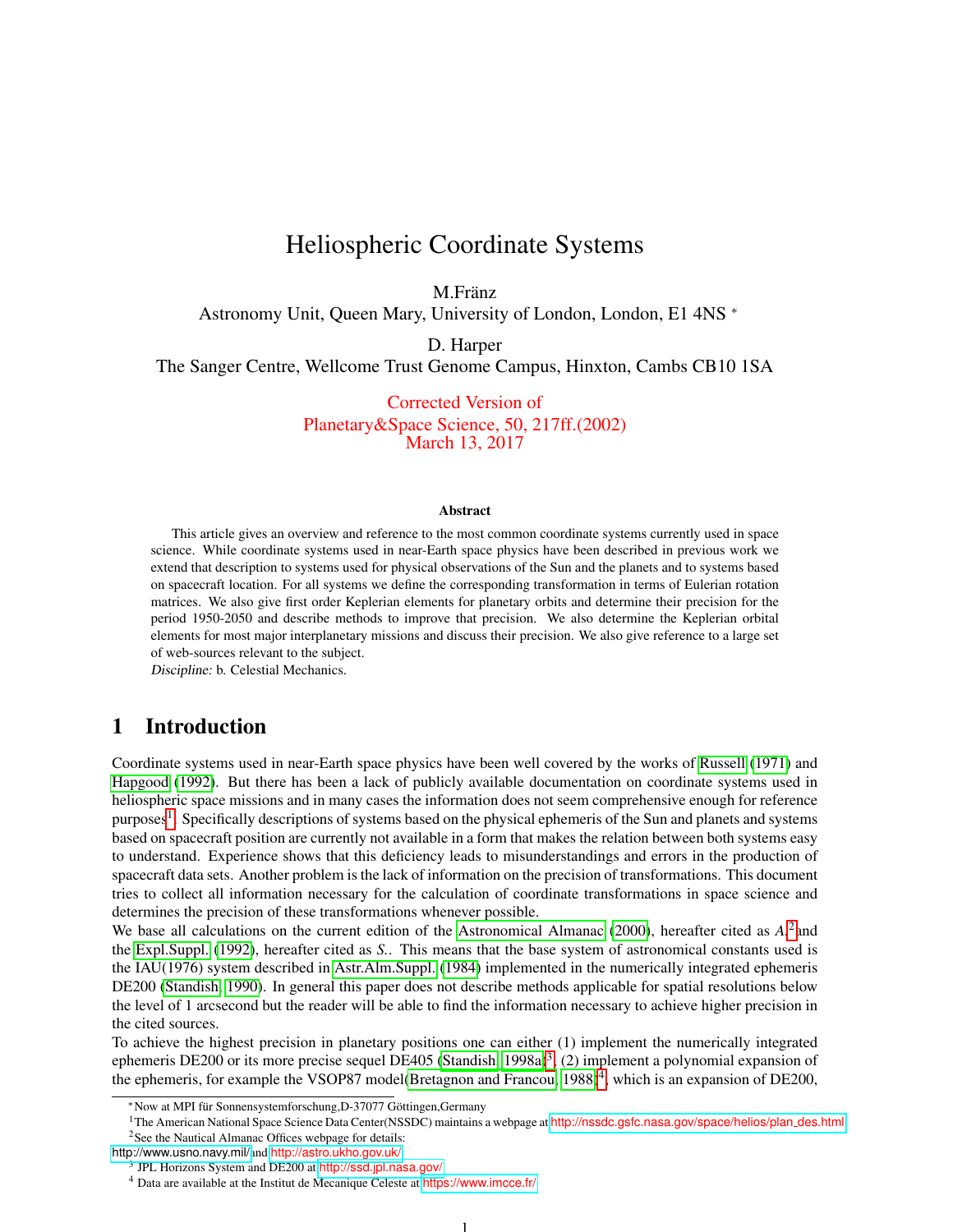# Heliospheric Coordinate Systems

M.Fränz

Astronomy Unit, Queen Mary, University of London, London, E1 4NS *

D. Harper

The Sanger Centre, Wellcome Trust Genome Campus, Hinxton, Cambs CB10 1SA

Corrected Version of
Planetary&Space Science, 50, 217ff.(2002)
March 13, 2017

**Abstract**

This article gives an overview and reference to the most common coordinate systems currently used in space science. While coordinate systems used in near-Earth space physics have been described in previous work we extend that description to systems used for physical observations of the Sun and the planets and to systems based on spacecraft location. For all systems we define the corresponding transformation in terms of Eulerian rotation matrices. We also give first order Keplerian elements for planetary orbits and determine their precision for the period 1950-2050 and describe methods to improve that precision. We also determine the Keplerian orbital elements for most major interplanetary missions and discuss their precision. We also give reference to a large set of web-sources relevant to the subject.

*Discipline:* b. Celestial Mechanics.

## 1 Introduction

Coordinate systems used in near-Earth space physics have been well covered by the works of Russell (1971) and Hapgood (1992). But there has been a lack of publicly available documentation on coordinate systems used in heliospheric space missions and in many cases the information does not seem comprehensive enough for reference purposes[1]. Specifically descriptions of systems based on the physical ephemeris of the Sun and planets and systems based on spacecraft position are currently not available in a form that makes the relation between both systems easy to understand. Experience shows that this deficiency leads to misunderstandings and errors in the production of spacecraft data sets. Another problem is the lack of information on the precision of transformations. This document tries to collect all information necessary for the calculation of coordinate transformations in space science and determines the precision of these transformations whenever possible.

We base all calculations on the current edition of the Astronomical Almanac (2000), hereafter cited as *A.*[2] and the Expl.Suppl. (1992), hereafter cited as *S.*. This means that the base system of astronomical constants used is the IAU(1976) system described in Astr.Alm.Suppl. (1984) implemented in the numerically integrated ephemeris DE200 (Standish, 1990). In general this paper does not describe methods applicable for spatial resolutions below the level of 1 arcsecond but the reader will be able to find the information necessary to achieve higher precision in the cited sources.

To achieve the highest precision in planetary positions one can either (1) implement the numerically integrated ephemeris DE200 or its more precise sequel DE405 (Standish, 1998a)[3], (2) implement a polynomial expansion of the ephemeris, for example the VSOP87 model(Bretagnon and Francou, 1988)[4], which is an expansion of DE200,

---

* Now at MPI für Sonnensystemforschung,D-37077 Göttingen,Germany

[1] The American National Space Science Data Center(NSSDC) maintains a webpage at http://nssdc.gsfc.nasa.gov/space/helios/plan_des.html

[2] See the Nautical Almanac Offices webpage for details: http://www.usno.navy.mil/ and http://astro.ukho.gov.uk/

[3] JPL Horizons System and DE200 at http://ssd.jpl.nasa.gov/

[4] Data are available at the Institut de Mecanique Celeste at https://www.imcce.fr/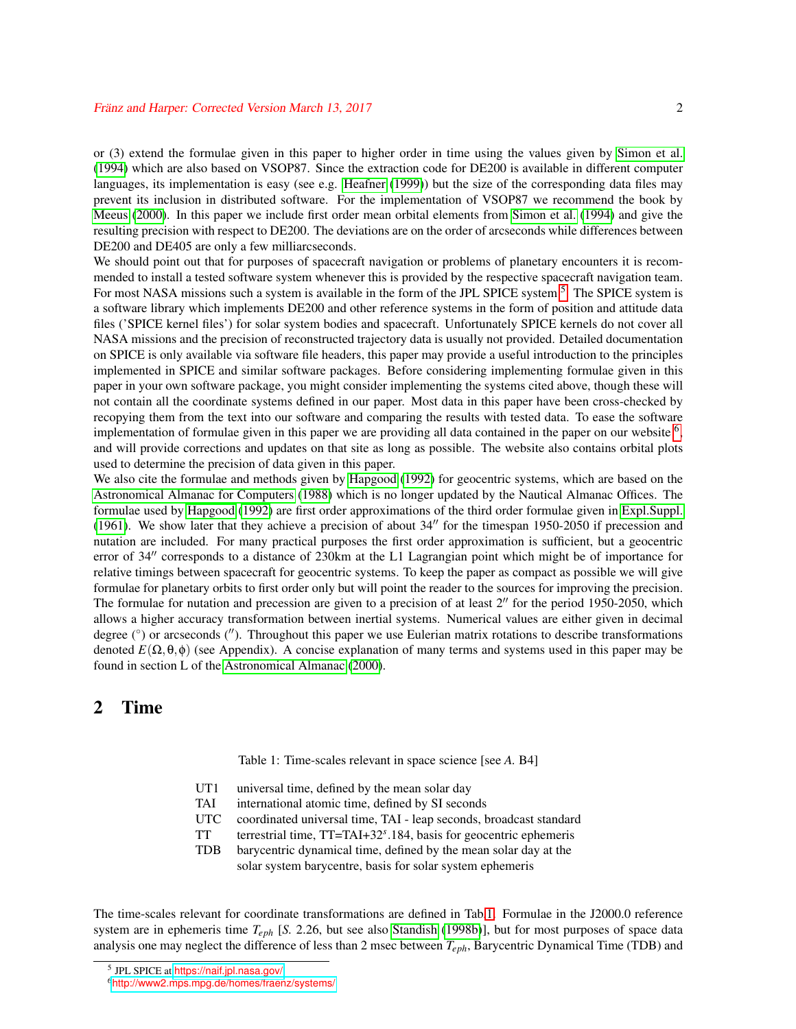or (3) extend the formulae given in this paper to higher order in time using the values given by Simon et al. (1994) which are also based on VSOP87. Since the extraction code for DE200 is available in different computer languages, its implementation is easy (see e.g. Heafner (1999)) but the size of the corresponding data files may prevent its inclusion in distributed software. For the implementation of VSOP87 we recommend the book by Meeus (2000). In this paper we include first order mean orbital elements from Simon et al. (1994) and give the resulting precision with respect to DE200. The deviations are on the order of arcseconds while differences between DE200 and DE405 are only a few milliarcseconds.

We should point out that for purposes of spacecraft navigation or problems of planetary encounters it is recommended to install a tested software system whenever this is provided by the respective spacecraft navigation team. For most NASA missions such a system is available in the form of the JPL SPICE system [5]. The SPICE system is a software library which implements DE200 and other reference systems in the form of position and attitude data files ('SPICE kernel files') for solar system bodies and spacecraft. Unfortunately SPICE kernels do not cover all NASA missions and the precision of reconstructed trajectory data is usually not provided. Detailed documentation on SPICE is only available via software file headers, this paper may provide a useful introduction to the principles implemented in SPICE and similar software packages. Before considering implementing formulae given in this paper in your own software package, you might consider implementing the systems cited above, though these will not contain all the coordinate systems defined in our paper. Most data in this paper have been cross-checked by recopying them from the text into our software and comparing the results with tested data. To ease the software implementation of formulae given in this paper we are providing all data contained in the paper on our website [6], and will provide corrections and updates on that site as long as possible. The website also contains orbital plots used to determine the precision of data given in this paper.

We also cite the formulae and methods given by Hapgood (1992) for geocentric systems, which are based on the Astronomical Almanac for Computers (1988) which is no longer updated by the Nautical Almanac Offices. The formulae used by Hapgood (1992) are first order approximations of the third order formulae given in Expl.Suppl. (1961). We show later that they achieve a precision of about $34''$ for the timespan 1950-2050 if precession and nutation are included. For many practical purposes the first order approximation is sufficient, but a geocentric error of $34''$ corresponds to a distance of 230km at the L1 Lagrangian point which might be of importance for relative timings between spacecraft for geocentric systems. To keep the paper as compact as possible we will give formulae for planetary orbits to first order only but will point the reader to the sources for improving the precision. The formulae for nutation and precession are given to a precision of at least $2''$ for the period 1950-2050, which allows a higher accuracy transformation between inertial systems. Numerical values are either given in decimal degree ($^\circ$) or arcseconds ($''$). Throughout this paper we use Eulerian matrix rotations to describe transformations denoted $E(\Omega, \theta, \phi)$ (see Appendix). A concise explanation of many terms and systems used in this paper may be found in section L of the Astronomical Almanac (2000).

# 2 Time

Table 1: Time-scales relevant in space science [see *A.* B4]

| | |
|---|---|
| UT1 | universal time, defined by the mean solar day |
| TAI | international atomic time, defined by SI seconds |
| UTC | coordinated universal time, TAI - leap seconds, broadcast standard |
| TT | terrestrial time, TT=TAI+$32^s.184$, basis for geocentric ephemeris |
| TDB | barycentric dynamical time, defined by the mean solar day at the solar system barycentre, basis for solar system ephemeris |

The time-scales relevant for coordinate transformations are defined in Tab.1. Formulae in the J2000.0 reference system are in ephemeris time $T_{eph}$ [*S.* 2.26, but see also Standish (1998b)], but for most purposes of space data analysis one may neglect the difference of less than 2 msec between $T_{eph}$, Barycentric Dynamical Time (TDB) and

[5] JPL SPICE at https://naif.jpl.nasa.gov/

[6] http://www2.mps.mpg.de/homes/fraenz/systems/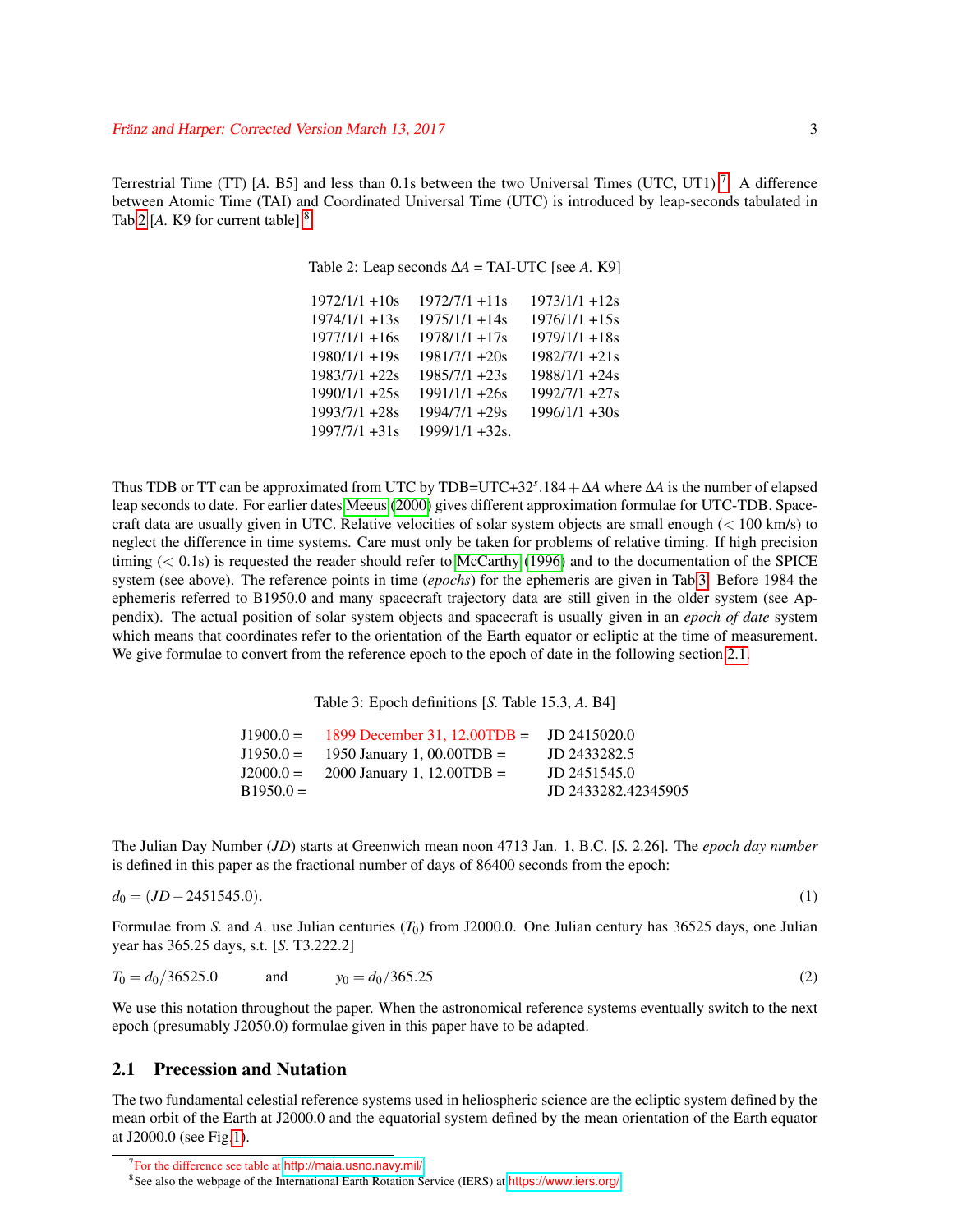Terrestrial Time (TT) [*A.* B5] and less than 0.1s between the two Universal Times (UTC, UT1).[7] A difference between Atomic Time (TAI) and Coordinated Universal Time (UTC) is introduced by leap-seconds tabulated in Tab.2 [*A.* K9 for current table].[8]

Table 2: Leap seconds $\Delta A$ = TAI-UTC [see *A.* K9]

| | | |
|---|---|---|
| 1972/1/1 +10s | 1972/7/1 +11s | 1973/1/1 +12s |
| 1974/1/1 +13s | 1975/1/1 +14s | 1976/1/1 +15s |
| 1977/1/1 +16s | 1978/1/1 +17s | 1979/1/1 +18s |
| 1980/1/1 +19s | 1981/7/1 +20s | 1982/7/1 +21s |
| 1983/7/1 +22s | 1985/7/1 +23s | 1988/1/1 +24s |
| 1990/1/1 +25s | 1991/1/1 +26s | 1992/7/1 +27s |
| 1993/7/1 +28s | 1994/7/1 +29s | 1996/1/1 +30s |
| 1997/7/1 +31s | 1999/1/1 +32s. | |

Thus TDB or TT can be approximated from UTC by TDB=UTC+$32^s.184 + \Delta A$ where $\Delta A$ is the number of elapsed leap seconds to date. For earlier dates Meeus (2000) gives different approximation formulae for UTC-TDB. Spacecraft data are usually given in UTC. Relative velocities of solar system objects are small enough (< 100 km/s) to neglect the difference in time systems. Care must only be taken for problems of relative timing. If high precision timing (< 0.1s) is requested the reader should refer to McCarthy (1996) and to the documentation of the SPICE system (see above). The reference points in time (*epochs*) for the ephemeris are given in Tab.3. Before 1984 the ephemeris referred to B1950.0 and many spacecraft trajectory data are still given in the older system (see Appendix). The actual position of solar system objects and spacecraft is usually given in an *epoch of date* system which means that coordinates refer to the orientation of the Earth equator or ecliptic at the time of measurement. We give formulae to convert from the reference epoch to the epoch of date in the following section 2.1.

Table 3: Epoch definitions [*S.* Table 15.3, *A.* B4]

| | | |
|---|---|---|
| J1900.0 = | 1899 December 31, 12.00TDB = | JD 2415020.0 |
| J1950.0 = | 1950 January 1, 00.00TDB = | JD 2433282.5 |
| J2000.0 = | 2000 January 1, 12.00TDB = | JD 2451545.0 |
| B1950.0 = | | JD 2433282.42345905 |

The Julian Day Number (*JD*) starts at Greenwich mean noon 4713 Jan. 1, B.C. [*S.* 2.26]. The *epoch day number* is defined in this paper as the fractional number of days of 86400 seconds from the epoch:

$$d_0 = (JD - 2451545.0). \tag{1}$$

Formulae from *S.* and *A.* use Julian centuries ($T_0$) from J2000.0. One Julian century has 36525 days, one Julian year has 365.25 days, s.t. [*S.* T3.222.2]

$$T_0 = d_0/36525.0 \qquad \text{and} \qquad y_0 = d_0/365.25 \tag{2}$$

We use this notation throughout the paper. When the astronomical reference systems eventually switch to the next epoch (presumably J2050.0) formulae given in this paper have to be adapted.

## 2.1 Precession and Nutation

The two fundamental celestial reference systems used in heliospheric science are the ecliptic system defined by the mean orbit of the Earth at J2000.0 and the equatorial system defined by the mean orientation of the Earth equator at J2000.0 (see Fig.1).

[7] For the difference see table at http://maia.usno.navy.mil/

[8] See also the webpage of the International Earth Rotation Service (IERS) at https://www.iers.org/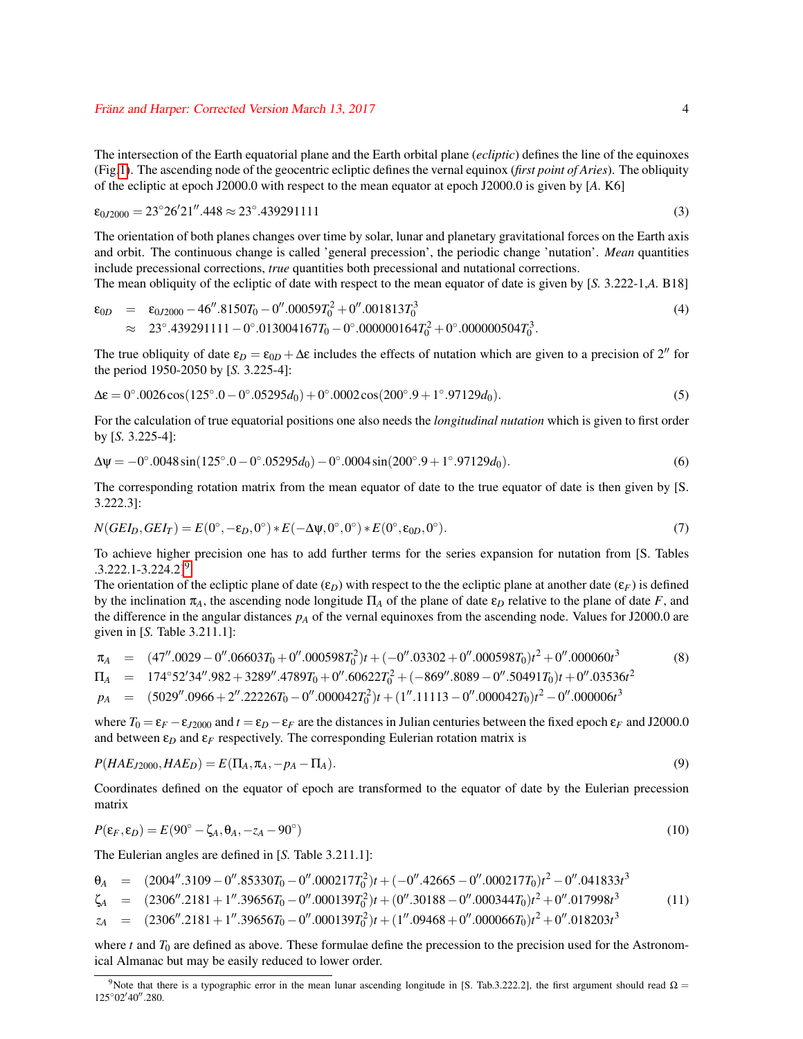The intersection of the Earth equatorial plane and the Earth orbital plane (*ecliptic*) defines the line of the equinoxes (Fig 1). The ascending node of the geocentric ecliptic defines the vernal equinox (*first point of Aries*). The obliquity of the ecliptic at epoch J2000.0 with respect to the mean equator at epoch J2000.0 is given by [*A.* K6]

$$\varepsilon_{0J2000} = 23^\circ 26' 21''.448 \approx 23^\circ.439291111 \tag{3}$$

The orientation of both planes changes over time by solar, lunar and planetary gravitational forces on the Earth axis and orbit. The continuous change is called 'general precession', the periodic change 'nutation'. *Mean* quantities include precessional corrections, *true* quantities both precessional and nutational corrections.
The mean obliquity of the ecliptic of date with respect to the mean equator of date is given by [*S.* 3.222-1,*A.* B18]

$$\begin{aligned}
\varepsilon_{0D} &= \varepsilon_{0J2000} - 46''.8150 T_0 - 0''.00059 T_0^2 + 0''.001813 T_0^3 \\
&\approx 23^\circ.439291111 - 0^\circ.013004167 T_0 - 0^\circ.000000164 T_0^2 + 0^\circ.000000504 T_0^3.
\end{aligned} \tag{4}$$

The true obliquity of date $\varepsilon_D = \varepsilon_{0D} + \Delta\varepsilon$ includes the effects of nutation which are given to a precision of $2''$ for the period 1950-2050 by [*S.* 3.225-4]:

$$\Delta\varepsilon = 0^\circ.0026 \cos(125^\circ.0 - 0^\circ.05295 d_0) + 0^\circ.0002 \cos(200^\circ.9 + 1^\circ.97129 d_0). \tag{5}$$

For the calculation of true equatorial positions one also needs the *longitudinal nutation* which is given to first order by [*S.* 3.225-4]:

$$\Delta\psi = -0^\circ.0048 \sin(125^\circ.0 - 0^\circ.05295 d_0) - 0^\circ.0004 \sin(200^\circ.9 + 1^\circ.97129 d_0). \tag{6}$$

The corresponding rotation matrix from the mean equator of date to the true equator of date is then given by [S. 3.222.3]:

$$N(GEI_D, GEI_T) = E(0^\circ, -\varepsilon_D, 0^\circ) * E(-\Delta\psi, 0^\circ, 0^\circ) * E(0^\circ, \varepsilon_{0D}, 0^\circ). \tag{7}$$

To achieve higher precision one has to add further terms for the series expansion for nutation from [S. Tables .3.222.1-3.224.2][9].
The orientation of the ecliptic plane of date ($\varepsilon_D$) with respect to the the ecliptic plane at another date ($\varepsilon_F$) is defined by the inclination $\pi_A$, the ascending node longitude $\Pi_A$ of the plane of date $\varepsilon_D$ relative to the plane of date $F$, and the difference in the angular distances $p_A$ of the vernal equinoxes from the ascending node. Values for J2000.0 are given in [*S.* Table 3.211.1]:

$$\begin{aligned}
\pi_A &= (47''.0029 - 0''.06603 T_0 + 0''.000598 T_0^2) t + (-0''.03302 + 0''.000598 T_0) t^2 + 0''.000060 t^3 \\
\Pi_A &= 174^\circ 52' 34''.982 + 3289''.4789 T_0 + 0''.60622 T_0^2 + (-869''.8089 - 0''.50491 T_0) t + 0''.03536 t^2 \\
p_A &= (5029''.0966 + 2''.22226 T_0 - 0''.000042 T_0^2) t + (1''.11113 - 0''.000042 T_0) t^2 - 0''.000006 t^3
\end{aligned} \tag{8}$$

where $T_0 = \varepsilon_F - \varepsilon_{J2000}$ and $t = \varepsilon_D - \varepsilon_F$ are the distances in Julian centuries between the fixed epoch $\varepsilon_F$ and J2000.0 and between $\varepsilon_D$ and $\varepsilon_F$ respectively. The corresponding Eulerian rotation matrix is

$$P(HAE_{J2000}, HAE_D) = E(\Pi_A, \pi_A, -p_A - \Pi_A). \tag{9}$$

Coordinates defined on the equator of epoch are transformed to the equator of date by the Eulerian precession matrix

$$P(\varepsilon_F, \varepsilon_D) = E(90^\circ - \zeta_A, \theta_A, -z_A - 90^\circ) \tag{10}$$

The Eulerian angles are defined in [*S.* Table 3.211.1]:

$$\begin{aligned}
\theta_A &= (2004''.3109 - 0''.85330 T_0 - 0''.000217 T_0^2) t + (-0''.42665 - 0''.000217 T_0) t^2 - 0''.041833 t^3 \\
\zeta_A &= (2306''.2181 + 1''.39656 T_0 - 0''.000139 T_0^2) t + (0''.30188 - 0''.000344 T_0) t^2 + 0''.017998 t^3 \\
z_A &= (2306''.2181 + 1''.39656 T_0 - 0''.000139 T_0^2) t + (1''.09468 + 0''.000066 T_0) t^2 + 0''.018203 t^3
\end{aligned} \tag{11}$$

where $t$ and $T_0$ are defined as above. These formulae define the precession to the precision used for the Astronomical Almanac but may be easily reduced to lower order.

---

[9] Note that there is a typographic error in the mean lunar ascending longitude in [S. Tab.3.222.2], the first argument should read $\Omega = 125^\circ 02' 40''.280$.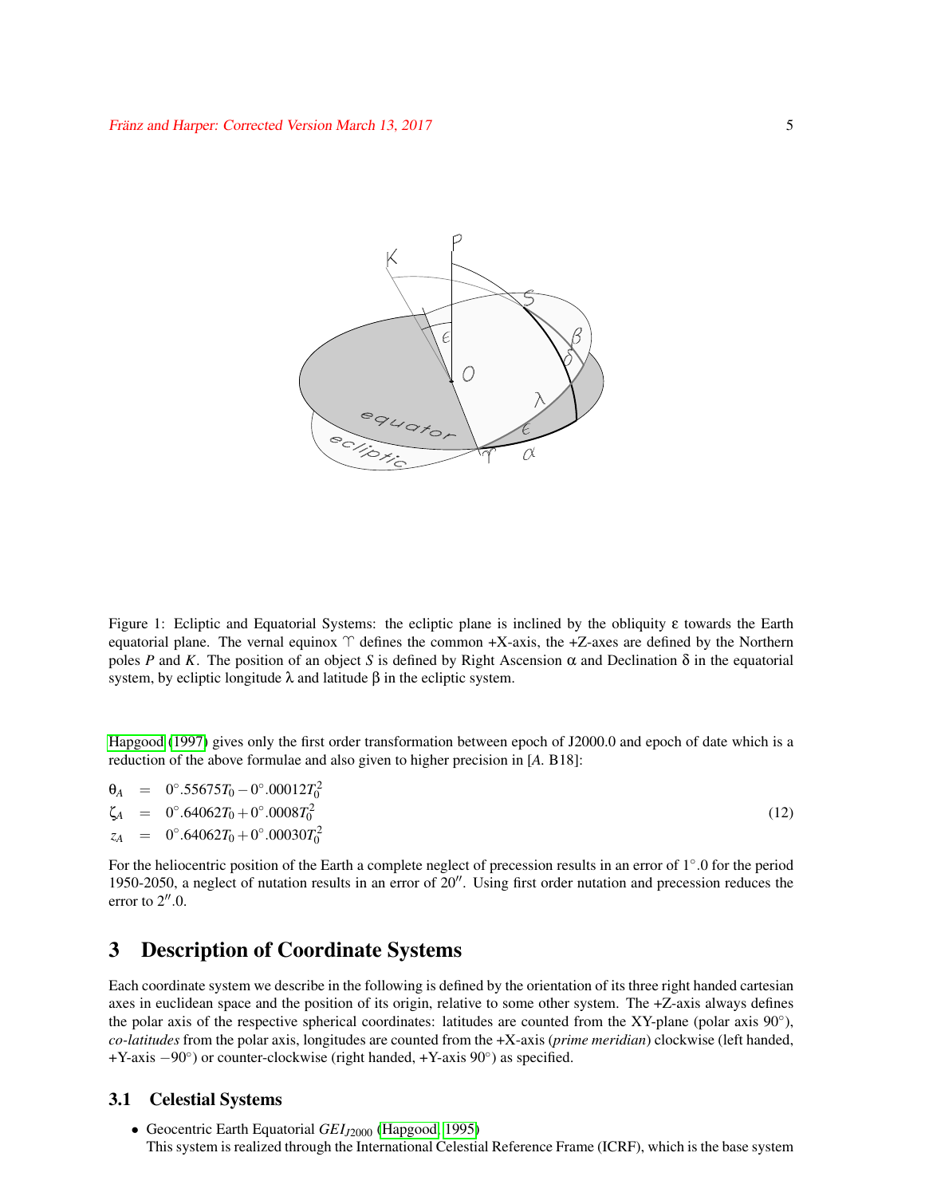Figure 1: Ecliptic and Equatorial Systems: the ecliptic plane is inclined by the obliquity $\varepsilon$ towards the Earth equatorial plane. The vernal equinox $\Upsilon$ defines the common +X-axis, the +Z-axes are defined by the Northern poles $P$ and $K$. The position of an object $S$ is defined by Right Ascension $\alpha$ and Declination $\delta$ in the equatorial system, by ecliptic longitude $\lambda$ and latitude $\beta$ in the ecliptic system.

Hapgood (1997) gives only the first order transformation between epoch of J2000.0 and epoch of date which is a reduction of the above formulae and also given to higher precision in [*A.* B18]:

$$
\begin{aligned}
\theta_A &= 0^\circ.55675 T_0 - 0^\circ.00012 T_0^2 \\
\zeta_A &= 0^\circ.64062 T_0 + 0^\circ.0008 T_0^2 \\
z_A &= 0^\circ.64062 T_0 + 0^\circ.00030 T_0^2
\end{aligned}
\tag{12}
$$

For the heliocentric position of the Earth a complete neglect of precession results in an error of $1^\circ.0$ for the period 1950-2050, a neglect of nutation results in an error of $20''$. Using first order nutation and precession reduces the error to $2''.0$.

## 3 Description of Coordinate Systems

Each coordinate system we describe in the following is defined by the orientation of its three right handed cartesian axes in euclidean space and the position of its origin, relative to some other system. The +Z-axis always defines the polar axis of the respective spherical coordinates: latitudes are counted from the XY-plane (polar axis $90^\circ$), *co-latitudes* from the polar axis, longitudes are counted from the +X-axis (*prime meridian*) clockwise (left handed, +Y-axis $-90^\circ$) or counter-clockwise (right handed, +Y-axis $90^\circ$) as specified.

### 3.1 Celestial Systems

- Geocentric Earth Equatorial $GEI_{J2000}$ (Hapgood, 1995)
  This system is realized through the International Celestial Reference Frame (ICRF), which is the base system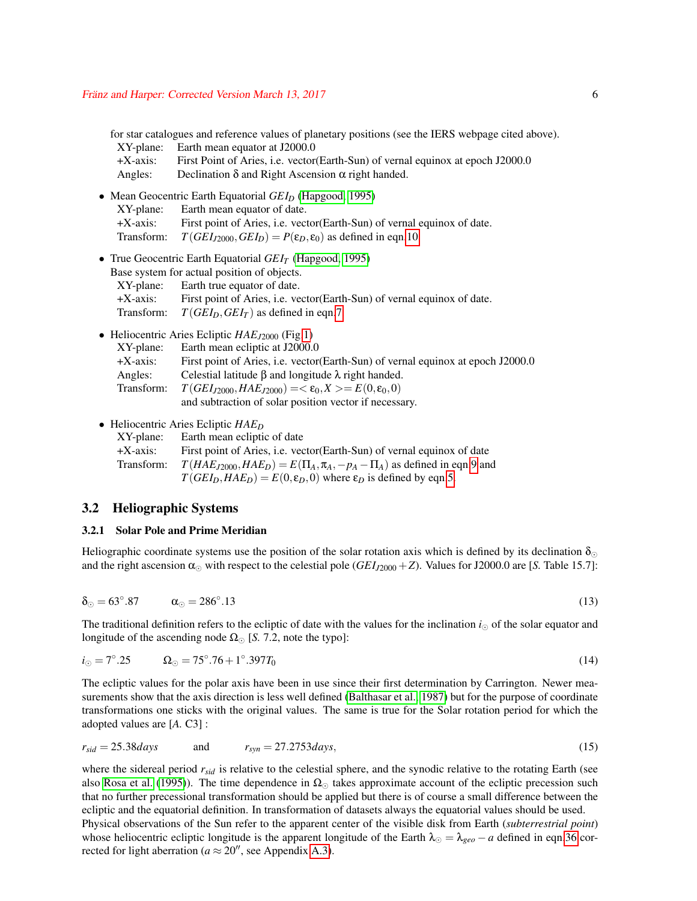for star catalogues and reference values of planetary positions (see the IERS webpage cited above).
XY-plane: Earth mean equator at J2000.0
+X-axis: First Point of Aries, i.e. vector(Earth-Sun) of vernal equinox at epoch J2000.0
Angles: Declination $\delta$ and Right Ascension $\alpha$ right handed.

- Mean Geocentric Earth Equatorial $GEI_D$ (Hapgood, 1995)
  XY-plane: Earth mean equator of date.
  +X-axis: First point of Aries, i.e. vector(Earth-Sun) of vernal equinox of date.
  Transform: $T(GEI_{J2000}, GEI_D) = P(\varepsilon_D, \varepsilon_0)$ as defined in eqn.10
- True Geocentric Earth Equatorial $GEI_T$ (Hapgood, 1995)
  Base system for actual position of objects.
  XY-plane: Earth true equator of date.
  +X-axis: First point of Aries, i.e. vector(Earth-Sun) of vernal equinox of date.
  Transform: $T(GEI_D, GEI_T)$ as defined in eqn.7
- Heliocentric Aries Ecliptic $HAE_{J2000}$ (Fig.1)
  XY-plane: Earth mean ecliptic at J2000.0
  +X-axis: First point of Aries, i.e. vector(Earth-Sun) of vernal equinox at epoch J2000.0
  Angles: Celestial latitude $\beta$ and longitude $\lambda$ right handed.
  Transform: $T(GEI_{J2000}, HAE_{J2000}) = <\varepsilon_0, X> = E(0, \varepsilon_0, 0)$
  and subtraction of solar position vector if necessary.
- Heliocentric Aries Ecliptic $HAE_D$
  XY-plane: Earth mean ecliptic of date
  +X-axis: First point of Aries, i.e. vector(Earth-Sun) of vernal equinox of date
  Transform: $T(HAE_{J2000}, HAE_D) = E(\Pi_A, \pi_A, -p_A - \Pi_A)$ as defined in eqn.9 and
  $T(GEI_D, HAE_D) = E(0, \varepsilon_D, 0)$ where $\varepsilon_D$ is defined by eqn.5.

## 3.2 Heliographic Systems

### 3.2.1 Solar Pole and Prime Meridian

Heliographic coordinate systems use the position of the solar rotation axis which is defined by its declination $\delta_\odot$ and the right ascension $\alpha_\odot$ with respect to the celestial pole ($GEI_{J2000} + Z$). Values for J2000.0 are [*S.* Table 15.7]:

$$\delta_\odot = 63^\circ.87 \qquad \alpha_\odot = 286^\circ.13 \tag{13}$$

The traditional definition refers to the ecliptic of date with the values for the inclination $i_\odot$ of the solar equator and longitude of the ascending node $\Omega_\odot$ [*S.* 7.2, note the typo]:

$$i_\odot = 7^\circ.25 \qquad \Omega_\odot = 75^\circ.76 + 1^\circ.397 T_0 \tag{14}$$

The ecliptic values for the polar axis have been in use since their first determination by Carrington. Newer measurements show that the axis direction is less well defined (Balthasar et al., 1987) but for the purpose of coordinate transformations one sticks with the original values. The same is true for the Solar rotation period for which the adopted values are [*A.* C3] :

$$r_{sid} = 25.38 days \qquad \text{and} \qquad r_{syn} = 27.2753 days, \tag{15}$$

where the sidereal period $r_{sid}$ is relative to the celestial sphere, and the synodic relative to the rotating Earth (see also Rosa et al. (1995)). The time dependence in $\Omega_\odot$ takes approximate account of the ecliptic precession such that no further precessional transformation should be applied but there is of course a small difference between the ecliptic and the equatorial definition. In transformation of datasets always the equatorial values should be used. Physical observations of the Sun refer to the apparent center of the visible disk from Earth (*subterrestrial point*) whose heliocentric ecliptic longitude is the apparent longitude of the Earth $\lambda_\odot = \lambda_{geo} - a$ defined in eqn.36 corrected for light aberration ($a \approx 20''$, see Appendix A.3).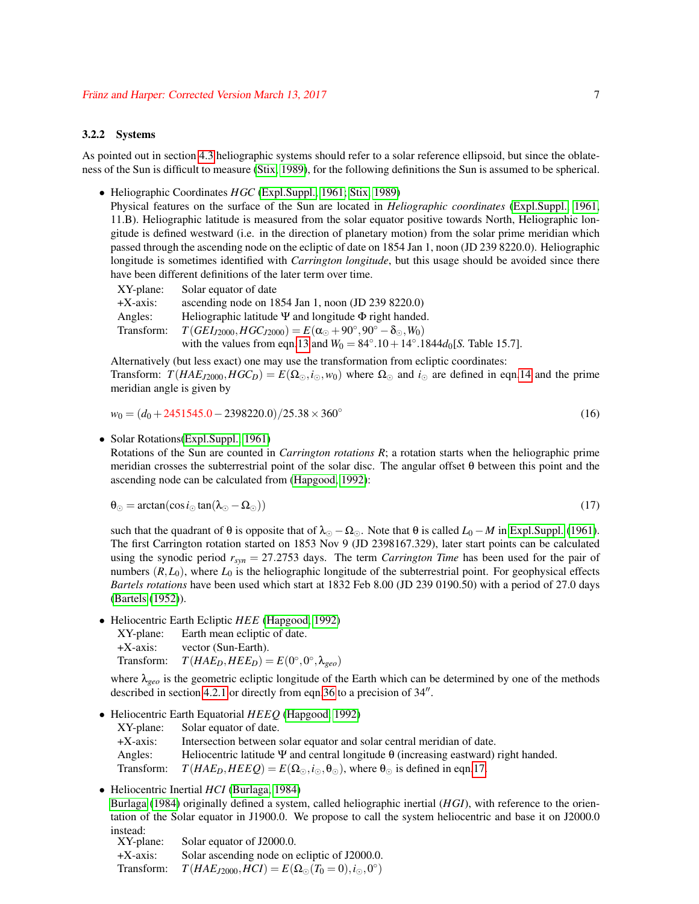### 3.2.2 Systems

As pointed out in section 4.3 heliographic systems should refer to a solar reference ellipsoid, but since the oblateness of the Sun is difficult to measure (Stix, 1989), for the following definitions the Sun is assumed to be spherical.

- Heliographic Coordinates *HGC* (Expl.Suppl., 1961; Stix, 1989)
  Physical features on the surface of the Sun are located in *Heliographic coordinates* (Expl.Suppl., 1961, 11.B). Heliographic latitude is measured from the solar equator positive towards North, Heliographic longitude is defined westward (i.e. in the direction of planetary motion) from the solar prime meridian which passed through the ascending node on the ecliptic of date on 1854 Jan 1, noon (JD 239 8220.0). Heliographic longitude is sometimes identified with *Carrington longitude*, but this usage should be avoided since there have been different definitions of the later term over time.

  | | |
  |---|---|
  | XY-plane: | Solar equator of date |
  | +X-axis: | ascending node on 1854 Jan 1, noon (JD 239 8220.0) |
  | Angles: | Heliographic latitude $\Psi$ and longitude $\Phi$ right handed. |
  | Transform: | $T(GEI_{J2000}, HGC_{J2000}) = E(\alpha_\odot + 90^\circ, 90^\circ - \delta_\odot, W_0)$ with the values from eqn.13 and $W_0 = 84^\circ.10 + 14^\circ.1844 d_0$[*S.* Table 15.7]. |

  Alternatively (but less exact) one may use the transformation from ecliptic coordinates:
  Transform: $T(HAE_{J2000}, HGC_D) = E(\Omega_\odot, i_\odot, w_0)$ where $\Omega_\odot$ and $i_\odot$ are defined in eqn.14 and the prime meridian angle is given by

  $$w_0 = (d_0 + 2451545.0 - 2398220.0)/25.38 \times 360^\circ \tag{16}$$

- Solar Rotations(Expl.Suppl., 1961)
  Rotations of the Sun are counted in *Carrington rotations R*; a rotation starts when the heliographic prime meridian crosses the subterrestrial point of the solar disc. The angular offset $\theta$ between this point and the ascending node can be calculated from (Hapgood, 1992):

  $$\theta_\odot = \arctan(\cos i_\odot \tan(\lambda_\odot - \Omega_\odot)) \tag{17}$$

  such that the quadrant of $\theta$ is opposite that of $\lambda_\odot - \Omega_\odot$. Note that $\theta$ is called $L_0 - M$ in Expl.Suppl. (1961). The first Carrington rotation started on 1853 Nov 9 (JD 2398167.329), later start points can be calculated using the synodic period $r_{syn} = 27.2753$ days. The term *Carrington Time* has been used for the pair of numbers $(R, L_0)$, where $L_0$ is the heliographic longitude of the subterrestrial point. For geophysical effects *Bartels rotations* have been used which start at 1832 Feb 8.00 (JD 239 0190.50) with a period of 27.0 days (Bartels (1952)).

- Heliocentric Earth Ecliptic *HEE* (Hapgood, 1992)

  | | |
  |---|---|
  | XY-plane: | Earth mean ecliptic of date. |
  | +X-axis: | vector (Sun-Earth). |
  | Transform: | $T(HAE_D, HEE_D) = E(0^\circ, 0^\circ, \lambda_{geo})$ |

  where $\lambda_{geo}$ is the geometric ecliptic longitude of the Earth which can be determined by one of the methods described in section 4.2.1 or directly from eqn.36 to a precision of $34''$.

- Heliocentric Earth Equatorial *HEEQ* (Hapgood, 1992)

  | | |
  |---|---|
  | XY-plane: | Solar equator of date. |
  | +X-axis: | Intersection between solar equator and solar central meridian of date. |
  | Angles: | Heliocentric latitude $\Psi$ and central longitude $\theta$ (increasing eastward) right handed. |
  | Transform: | $T(HAE_D, HEEQ) = E(\Omega_\odot, i_\odot, \theta_\odot)$, where $\theta_\odot$ is defined in eqn.17. |

- Heliocentric Inertial *HCI* (Burlaga, 1984)
  Burlaga (1984) originally defined a system, called heliographic inertial (*HGI*), with reference to the orientation of the Solar equator in J1900.0. We propose to call the system heliocentric and base it on J2000.0 instead:

  | | |
  |---|---|
  | XY-plane: | Solar equator of J2000.0. |
  | +X-axis: | Solar ascending node on ecliptic of J2000.0. |
  | Transform: | $T(HAE_{J2000}, HCI) = E(\Omega_\odot(T_0 = 0), i_\odot, 0^\circ)$ |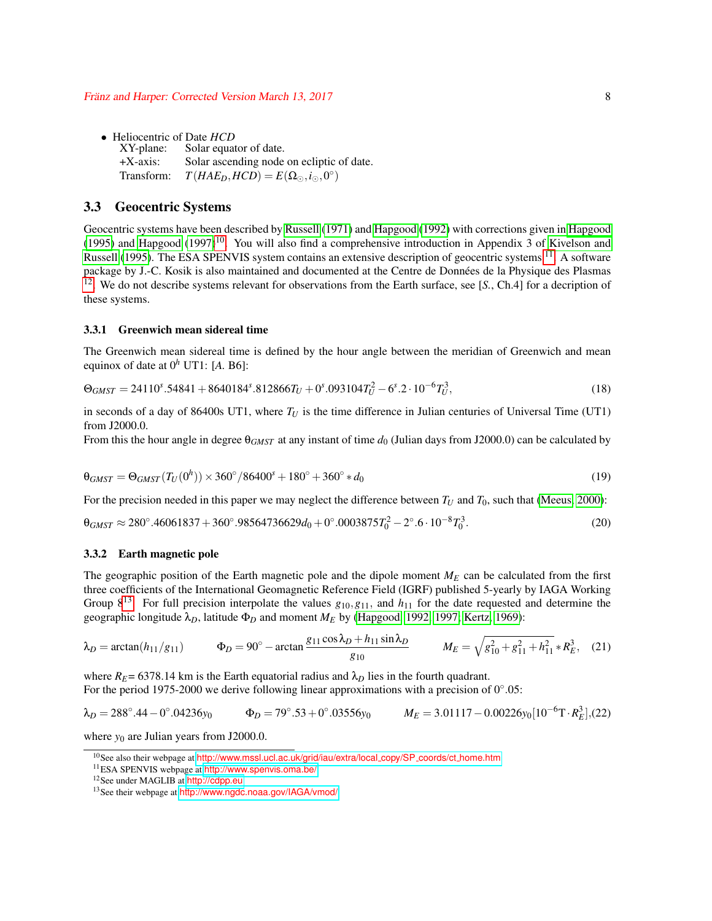- Heliocentric of Date *HCD*
  XY-plane: Solar equator of date.
  +X-axis: Solar ascending node on ecliptic of date.
  Transform: $T(HAE_D, HCD) = E(\Omega_\odot, i_\odot, 0^\circ)$

## 3.3 Geocentric Systems

Geocentric systems have been described by Russell (1971) and Hapgood (1992) with corrections given in Hapgood (1995) and Hapgood (1997)[10]. You will also find a comprehensive introduction in Appendix 3 of Kivelson and Russell (1995). The ESA SPENVIS system contains an extensive description of geocentric systems[11]. A software package by J.-C. Kosik is also maintained and documented at the Centre de Données de la Physique des Plasmas [12]. We do not describe systems relevant for observations from the Earth surface, see [*S.*, Ch.4] for a decription of these systems.

### 3.3.1 Greenwich mean sidereal time

The Greenwich mean sidereal time is defined by the hour angle between the meridian of Greenwich and mean equinox of date at $0^h$ UT1: [*A.* B6]:

$$\Theta_{GMST} = 24110^s.54841 + 8640184^s.812866 T_U + 0^s.093104 T_U^2 - 6^s.2 \cdot 10^{-6} T_U^3, \tag{18}$$

in seconds of a day of 86400s UT1, where $T_U$ is the time difference in Julian centuries of Universal Time (UT1) from J2000.0.
From this the hour angle in degree $\theta_{GMST}$ at any instant of time $d_0$ (Julian days from J2000.0) can be calculated by

$$\theta_{GMST} = \Theta_{GMST}(T_U(0^h)) \times 360^\circ / 86400^s + 180^\circ + 360^\circ * d_0 \tag{19}$$

For the precision needed in this paper we may neglect the difference between $T_U$ and $T_0$, such that (Meeus, 2000):

$$\theta_{GMST} \approx 280^\circ.46061837 + 360^\circ.98564736629 d_0 + 0^\circ.0003875 T_0^2 - 2^\circ.6 \cdot 10^{-8} T_0^3. \tag{20}$$

### 3.3.2 Earth magnetic pole

The geographic position of the Earth magnetic pole and the dipole moment $M_E$ can be calculated from the first three coefficients of the International Geomagnetic Reference Field (IGRF) published 5-yearly by IAGA Working Group 8[13]. For full precision interpolate the values $g_{10}, g_{11}$, and $h_{11}$ for the date requested and determine the geographic longitude $\lambda_D$, latitude $\Phi_D$ and moment $M_E$ by (Hapgood, 1992, 1997; Kertz, 1969):

$$\lambda_D = \arctan(h_{11}/g_{11}) \qquad \Phi_D = 90^\circ - \arctan\frac{g_{11}\cos\lambda_D + h_{11}\sin\lambda_D}{g_{10}} \qquad M_E = \sqrt{g_{10}^2 + g_{11}^2 + h_{11}^2} * R_E^3, \tag{21}$$

where $R_E$= 6378.14 km is the Earth equatorial radius and $\lambda_D$ lies in the fourth quadrant.
For the period 1975-2000 we derive following linear approximations with a precision of $0^\circ.05$:

$$\lambda_D = 288^\circ.44 - 0^\circ.04236 y_0 \qquad \Phi_D = 79^\circ.53 + 0^\circ.03556 y_0 \qquad M_E = 3.01117 - 0.00226 y_0 [10^{-6}\mathrm{T} \cdot R_E^3], \tag{22}$$

where $y_0$ are Julian years from J2000.0.

---

[10] See also their webpage at http://www.mssl.ucl.ac.uk/grid/iau/extra/local_copy/SP_coords/ct_home.htm
[11] ESA SPENVIS webpage at http://www.spenvis.oma.be/
[12] See under MAGLIB at http://cdpp.eu
[13] See their webpage at http://www.ngdc.noaa.gov/IAGA/vmod/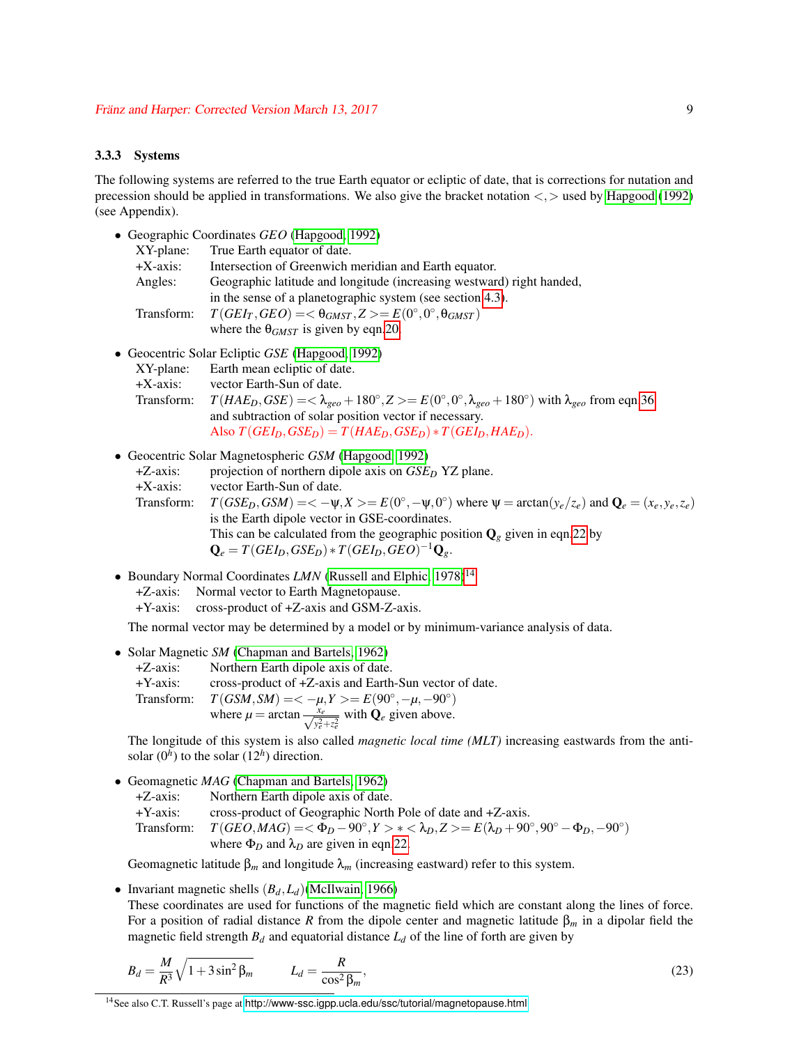### 3.3.3 Systems

The following systems are referred to the true Earth equator or ecliptic of date, that is corrections for nutation and precession should be applied in transformations. We also give the bracket notation $<,>$ used by Hapgood (1992) (see Appendix).

- Geographic Coordinates *GEO* (Hapgood, 1992)
  - XY-plane: True Earth equator of date.
  - +X-axis: Intersection of Greenwich meridian and Earth equator.
  - Angles: Geographic latitude and longitude (increasing westward) right handed, in the sense of a planetographic system (see section 4.3).
  - Transform: $T(GEI_T, GEO) = <\theta_{GMST}, Z> = E(0°, 0°, \theta_{GMST})$ where the $\theta_{GMST}$ is given by eqn.20.

- Geocentric Solar Ecliptic *GSE* (Hapgood, 1992)
  - XY-plane: Earth mean ecliptic of date.
  - +X-axis: vector Earth-Sun of date.
  - Transform: $T(HAE_D, GSE) = <\lambda_{geo} + 180°, Z> = E(0°, 0°, \lambda_{geo} + 180°)$ with $\lambda_{geo}$ from eqn.36 and subtraction of solar position vector if necessary. Also $T(GEI_D, GSE_D) = T(HAE_D, GSE_D) * T(GEI_D, HAE_D)$.

- Geocentric Solar Magnetospheric *GSM* (Hapgood, 1992)
  - +Z-axis: projection of northern dipole axis on $GSE_D$ YZ plane.
  - +X-axis: vector Earth-Sun of date.
  - Transform: $T(GSE_D, GSM) = <-\psi, X> = E(0°, -\psi, 0°)$ where $\psi = \arctan(y_e/z_e)$ and $\mathbf{Q}_e = (x_e, y_e, z_e)$ is the Earth dipole vector in GSE-coordinates. This can be calculated from the geographic position $\mathbf{Q}_g$ given in eqn.22 by $\mathbf{Q}_e = T(GEI_D, GSE_D) * T(GEI_D, GEO)^{-1}\mathbf{Q}_g$.

- Boundary Normal Coordinates *LMN* (Russell and Elphic, 1978)[14]
  - +Z-axis: Normal vector to Earth Magnetopause.
  - +Y-axis: cross-product of +Z-axis and GSM-Z-axis.

  The normal vector may be determined by a model or by minimum-variance analysis of data.

- Solar Magnetic *SM* (Chapman and Bartels, 1962)
  - +Z-axis: Northern Earth dipole axis of date.
  - +Y-axis: cross-product of +Z-axis and Earth-Sun vector of date.
  - Transform: $T(GSM, SM) = <-\mu, Y> = E(90°, -\mu, -90°)$ where $\mu = \arctan \frac{x_e}{\sqrt{y_e^2 + z_e^2}}$ with $\mathbf{Q}_e$ given above.

  The longitude of this system is also called *magnetic local time (MLT)* increasing eastwards from the anti-solar ($0^h$) to the solar ($12^h$) direction.

- Geomagnetic *MAG* (Chapman and Bartels, 1962)
  - +Z-axis: Northern Earth dipole axis of date.
  - +Y-axis: cross-product of Geographic North Pole of date and +Z-axis.
  - Transform: $T(GEO, MAG) = <\Phi_D - 90°, Y> * <\lambda_D, Z> = E(\lambda_D + 90°, 90° - \Phi_D, -90°)$ where $\Phi_D$ and $\lambda_D$ are given in eqn.22.

  Geomagnetic latitude $\beta_m$ and longitude $\lambda_m$ (increasing eastward) refer to this system.

- Invariant magnetic shells $(B_d, L_d)$(McIlwain, 1966)
  These coordinates are used for functions of the magnetic field which are constant along the lines of force. For a position of radial distance $R$ from the dipole center and magnetic latitude $\beta_m$ in a dipolar field the magnetic field strength $B_d$ and equatorial distance $L_d$ of the line of forth are given by

$$B_d = \frac{M}{R^3}\sqrt{1 + 3\sin^2\beta_m} \qquad L_d = \frac{R}{\cos^2\beta_m}, \tag{23}$$

[14] See also C.T. Russell's page at http://www-ssc.igpp.ucla.edu/ssc/tutorial/magnetopause.html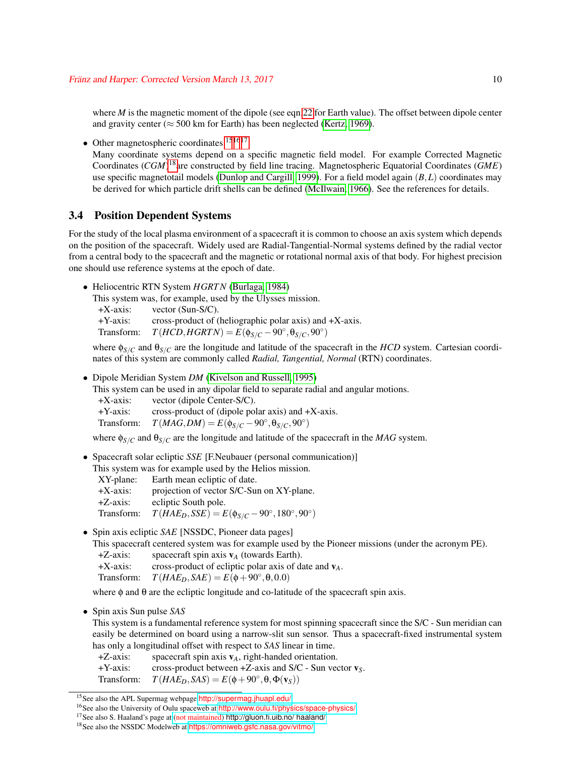where $M$ is the magnetic moment of the dipole (see eqn 22 for Earth value). The offset between dipole center and gravity center ($\approx 500$ km for Earth) has been neglected (Kertz, 1969).

- Other magnetospheric coordinates [15][16][17]
  Many coordinate systems depend on a specific magnetic field model. For example Corrected Magnetic Coordinates (*CGM*)[18] are constructed by field line tracing. Magnetospheric Equatorial Coordinates (*GME*) use specific magnetotail models (Dunlop and Cargill, 1999). For a field model again $(B, L)$ coordinates may be derived for which particle drift shells can be defined (McIlwain, 1966). See the references for details.

## 3.4 Position Dependent Systems

For the study of the local plasma environment of a spacecraft it is common to choose an axis system which depends on the position of the spacecraft. Widely used are Radial-Tangential-Normal systems defined by the radial vector from a central body to the spacecraft and the magnetic or rotational normal axis of that body. For highest precision one should use reference systems at the epoch of date.

- Heliocentric RTN System *HGRTN* (Burlaga, 1984)
  This system was, for example, used by the Ulysses mission.
  +X-axis: vector (Sun-S/C).
  +Y-axis: cross-product of (heliographic polar axis) and +X-axis.
  Transform: $T(HCD, HGRTN) = E(\phi_{S/C} - 90^\circ, \theta_{S/C}, 90^\circ)$

  where $\phi_{S/C}$ and $\theta_{S/C}$ are the longitude and latitude of the spacecraft in the *HCD* system. Cartesian coordinates of this system are commonly called *Radial, Tangential, Normal* (RTN) coordinates.

- Dipole Meridian System *DM* (Kivelson and Russell, 1995)
  This system can be used in any dipolar field to separate radial and angular motions.
  +X-axis: vector (dipole Center-S/C).
  +Y-axis: cross-product of (dipole polar axis) and +X-axis.
  Transform: $T(MAG, DM) = E(\phi_{S/C} - 90^\circ, \theta_{S/C}, 90^\circ)$

  where $\phi_{S/C}$ and $\theta_{S/C}$ are the longitude and latitude of the spacecraft in the *MAG* system.

- Spacecraft solar ecliptic *SSE* [F.Neubauer (personal communication)]
  This system was for example used by the Helios mission.
  XY-plane: Earth mean ecliptic of date.
  +X-axis: projection of vector S/C-Sun on XY-plane.
  +Z-axis: ecliptic South pole.
  Transform: $T(HAE_D, SSE) = E(\phi_{S/C} - 90^\circ, 180^\circ, 90^\circ)$

- Spin axis ecliptic *SAE* [NSSDC, Pioneer data pages]
  This spacecraft centered system was for example used by the Pioneer missions (under the acronym PE).
  +Z-axis: spacecraft spin axis $\mathbf{v}_A$ (towards Earth).
  +X-axis: cross-product of ecliptic polar axis of date and $\mathbf{v}_A$.
  Transform: $T(HAE_D, SAE) = E(\phi + 90^\circ, \theta, 0.0)$

  where $\phi$ and $\theta$ are the ecliptic longitude and co-latitude of the spacecraft spin axis.

- Spin axis Sun pulse *SAS*
  This system is a fundamental reference system for most spinning spacecraft since the S/C - Sun meridian can easily be determined on board using a narrow-slit sun sensor. Thus a spacecraft-fixed instrumental system has only a longitudinal offset with respect to *SAS* linear in time.
  +Z-axis: spacecraft spin axis $\mathbf{v}_A$, right-handed orientation.
  +Y-axis: cross-product between +Z-axis and S/C - Sun vector $\mathbf{v}_S$.
  Transform: $T(HAE_D, SAS) = E(\phi + 90^\circ, \theta, \Phi(\mathbf{v}_S))$

[15] See also the APL Supermag webpage http://supermag.jhuapl.edu/

[16] See also the University of Oulu spaceweb at http://www.oulu.fi/physics/space-physics/

[17] See also S. Haaland's page at (not maintained) http://gluon.fi.uib.no/ haaland/

[18] See also the NSSDC Modelweb at https://omniweb.gsfc.nasa.gov/vitmo/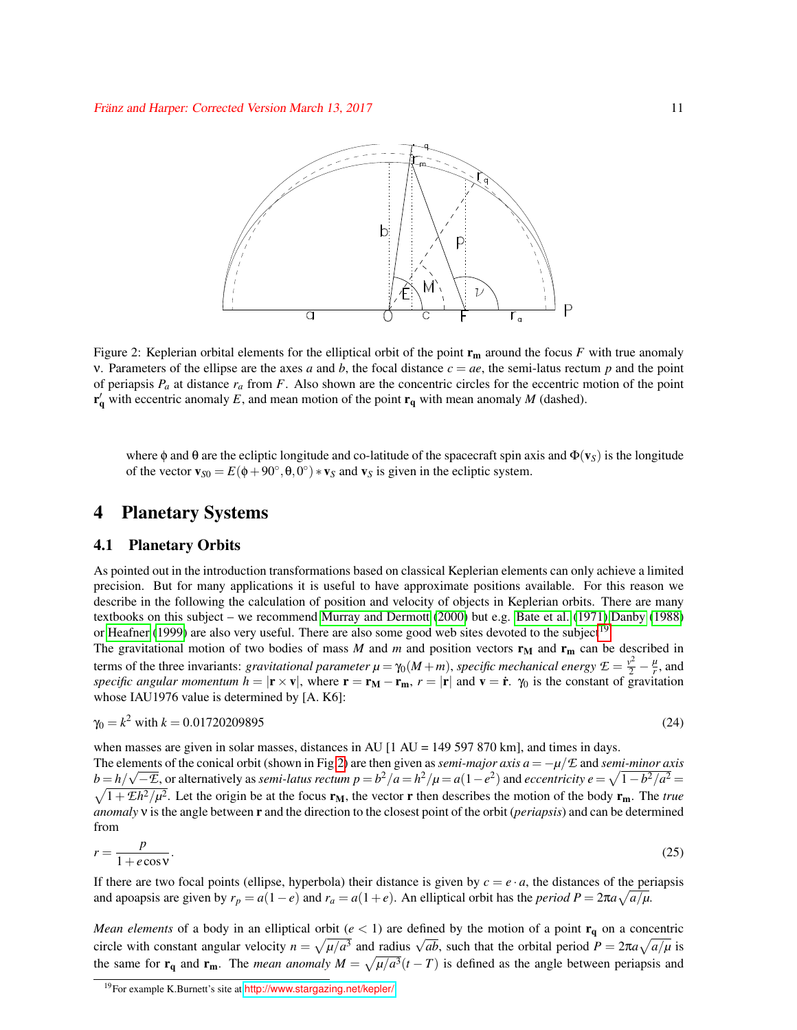Figure 2: Keplerian orbital elements for the elliptical orbit of the point $\mathbf{r_m}$ around the focus $F$ with true anomaly $\nu$. Parameters of the ellipse are the axes $a$ and $b$, the focal distance $c = ae$, the semi-latus rectum $p$ and the point of periapsis $P_a$ at distance $r_a$ from $F$. Also shown are the concentric circles for the eccentric motion of the point $\mathbf{r'_q}$ with eccentric anomaly $E$, and mean motion of the point $\mathbf{r_q}$ with mean anomaly $M$ (dashed).

where $\phi$ and $\theta$ are the ecliptic longitude and co-latitude of the spacecraft spin axis and $\Phi(\mathbf{v}_S)$ is the longitude of the vector $\mathbf{v}_{S0} = E(\phi + 90°, \theta, 0°) * \mathbf{v}_S$ and $\mathbf{v}_S$ is given in the ecliptic system.

# 4 Planetary Systems

## 4.1 Planetary Orbits

As pointed out in the introduction transformations based on classical Keplerian elements can only achieve a limited precision. But for many applications it is useful to have approximate positions available. For this reason we describe in the following the calculation of position and velocity of objects in Keplerian orbits. There are many textbooks on this subject – we recommend Murray and Dermott (2000) but e.g. Bate et al. (1971) Danby (1988) or Heafner (1999) are also very useful. There are also some good web sites devoted to the subject[19].

The gravitational motion of two bodies of mass $M$ and $m$ and position vectors $\mathbf{r_M}$ and $\mathbf{r_m}$ can be described in terms of the three invariants: *gravitational parameter* $\mu = \gamma_0(M+m)$, *specific mechanical energy* $\mathcal{E} = \frac{v^2}{2} - \frac{\mu}{r}$, and *specific angular momentum* $h = |\mathbf{r} \times \mathbf{v}|$, where $\mathbf{r} = \mathbf{r_M} - \mathbf{r_m}$, $r = |\mathbf{r}|$ and $\mathbf{v} = \dot{\mathbf{r}}$. $\gamma_0$ is the constant of gravitation whose IAU1976 value is determined by [A. K6]:

$$\gamma_0 = k^2 \text{ with } k = 0.01720209895 \tag{24}$$

when masses are given in solar masses, distances in AU [1 AU = 149 597 870 km], and times in days.

The elements of the conical orbit (shown in Fig 2) are then given as *semi-major axis* $a = -\mu/\mathcal{E}$ and *semi-minor axis* $b = h/\sqrt{-\mathcal{E}}$, or alternatively as *semi-latus rectum* $p = b^2/a = h^2/\mu = a(1-e^2)$ and *eccentricity* $e = \sqrt{1-b^2/a^2} = \sqrt{1+\mathcal{E}h^2/\mu^2}$. Let the origin be at the focus $\mathbf{r_M}$, the vector $\mathbf{r}$ then describes the motion of the body $\mathbf{r_m}$. The *true anomaly* $\nu$ is the angle between $\mathbf{r}$ and the direction to the closest point of the orbit (*periapsis*) and can be determined from

$$r = \frac{p}{1+e\cos\nu}. \tag{25}$$

If there are two focal points (ellipse, hyperbola) their distance is given by $c = e \cdot a$, the distances of the periapsis and apoapsis are given by $r_p = a(1-e)$ and $r_a = a(1+e)$. An elliptical orbit has the *period* $P = 2\pi a\sqrt{a/\mu}$.

*Mean elements* of a body in an elliptical orbit ($e < 1$) are defined by the motion of a point $\mathbf{r_q}$ on a concentric circle with constant angular velocity $n = \sqrt{\mu/a^3}$ and radius $\sqrt{ab}$, such that the orbital period $P = 2\pi a\sqrt{a/\mu}$ is the same for $\mathbf{r_q}$ and $\mathbf{r_m}$. The *mean anomaly* $M = \sqrt{\mu/a^3}(t-T)$ is defined as the angle between periapsis and

[19] For example K.Burnett's site at http://www.stargazing.net/kepler/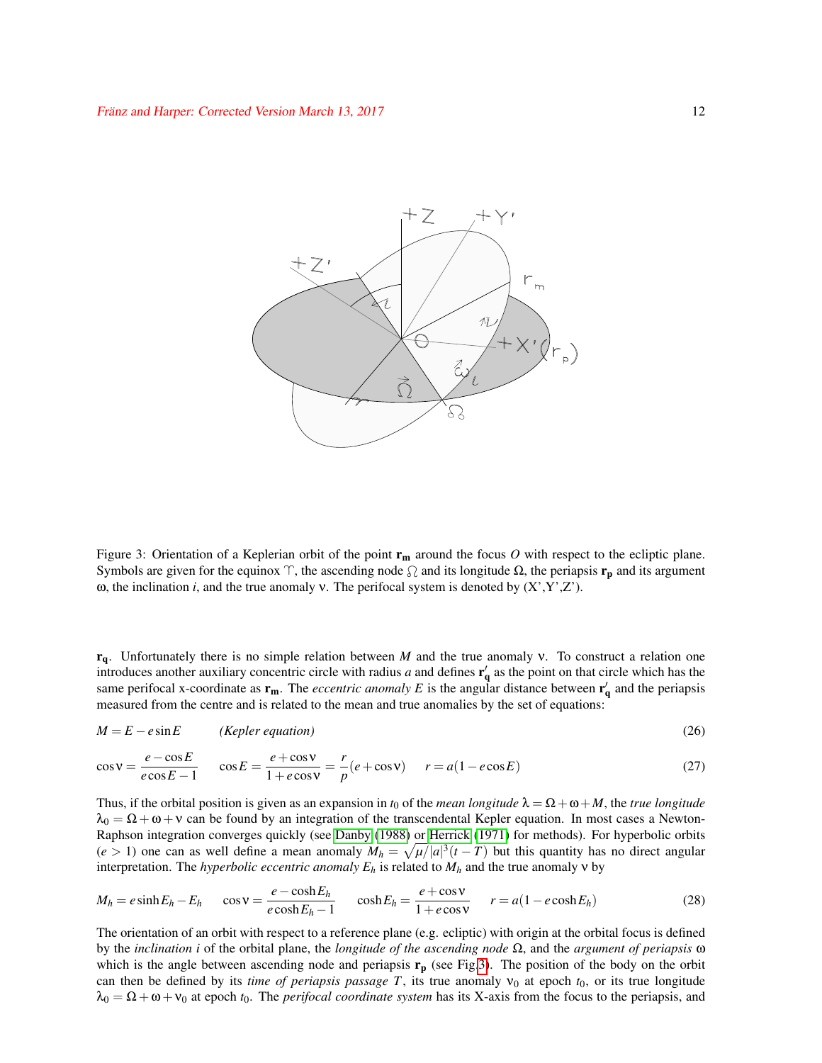Figure 3: Orientation of a Keplerian orbit of the point $\mathbf{r_m}$ around the focus $O$ with respect to the ecliptic plane. Symbols are given for the equinox $\Upsilon$, the ascending node ☊ and its longitude $\Omega$, the periapsis $\mathbf{r_p}$ and its argument $\omega$, the inclination $i$, and the true anomaly $\nu$. The perifocal system is denoted by (X',Y',Z').

$\mathbf{r_q}$. Unfortunately there is no simple relation between $M$ and the true anomaly $\nu$. To construct a relation one introduces another auxiliary concentric circle with radius $a$ and defines $\mathbf{r_q'}$ as the point on that circle which has the same perifocal x-coordinate as $\mathbf{r_m}$. The *eccentric anomaly* $E$ is the angular distance between $\mathbf{r_q'}$ and the periapsis measured from the centre and is related to the mean and true anomalies by the set of equations:

$$M = E - e\sin E \qquad \textit{(Kepler equation)} \tag{26}$$

$$\cos\nu = \frac{e - \cos E}{e\cos E - 1} \qquad \cos E = \frac{e + \cos\nu}{1 + e\cos\nu} = \frac{r}{p}(e + \cos\nu) \qquad r = a(1 - e\cos E) \tag{27}$$

Thus, if the orbital position is given as an expansion in $t_0$ of the *mean longitude* $\lambda = \Omega + \omega + M$, the *true longitude* $\lambda_0 = \Omega + \omega + \nu$ can be found by an integration of the transcendental Kepler equation. In most cases a Newton-Raphson integration converges quickly (see Danby (1988) or Herrick (1971) for methods). For hyperbolic orbits ($e > 1$) one can as well define a mean anomaly $M_h = \sqrt{\mu/|a|^3}(t - T)$ but this quantity has no direct angular interpretation. The *hyperbolic eccentric anomaly* $E_h$ is related to $M_h$ and the true anomaly $\nu$ by

$$M_h = e\sinh E_h - E_h \qquad \cos\nu = \frac{e - \cosh E_h}{e\cosh E_h - 1} \qquad \cosh E_h = \frac{e + \cos\nu}{1 + e\cos\nu} \qquad r = a(1 - e\cosh E_h) \tag{28}$$

The orientation of an orbit with respect to a reference plane (e.g. ecliptic) with origin at the orbital focus is defined by the *inclination* $i$ of the orbital plane, the *longitude of the ascending node* $\Omega$, and the *argument of periapsis* $\omega$ which is the angle between ascending node and periapsis $\mathbf{r_p}$ (see Fig.3). The position of the body on the orbit can then be defined by its *time of periapsis passage* $T$, its true anomaly $\nu_0$ at epoch $t_0$, or its true longitude $\lambda_0 = \Omega + \omega + \nu_0$ at epoch $t_0$. The *perifocal coordinate system* has its X-axis from the focus to the periapsis, and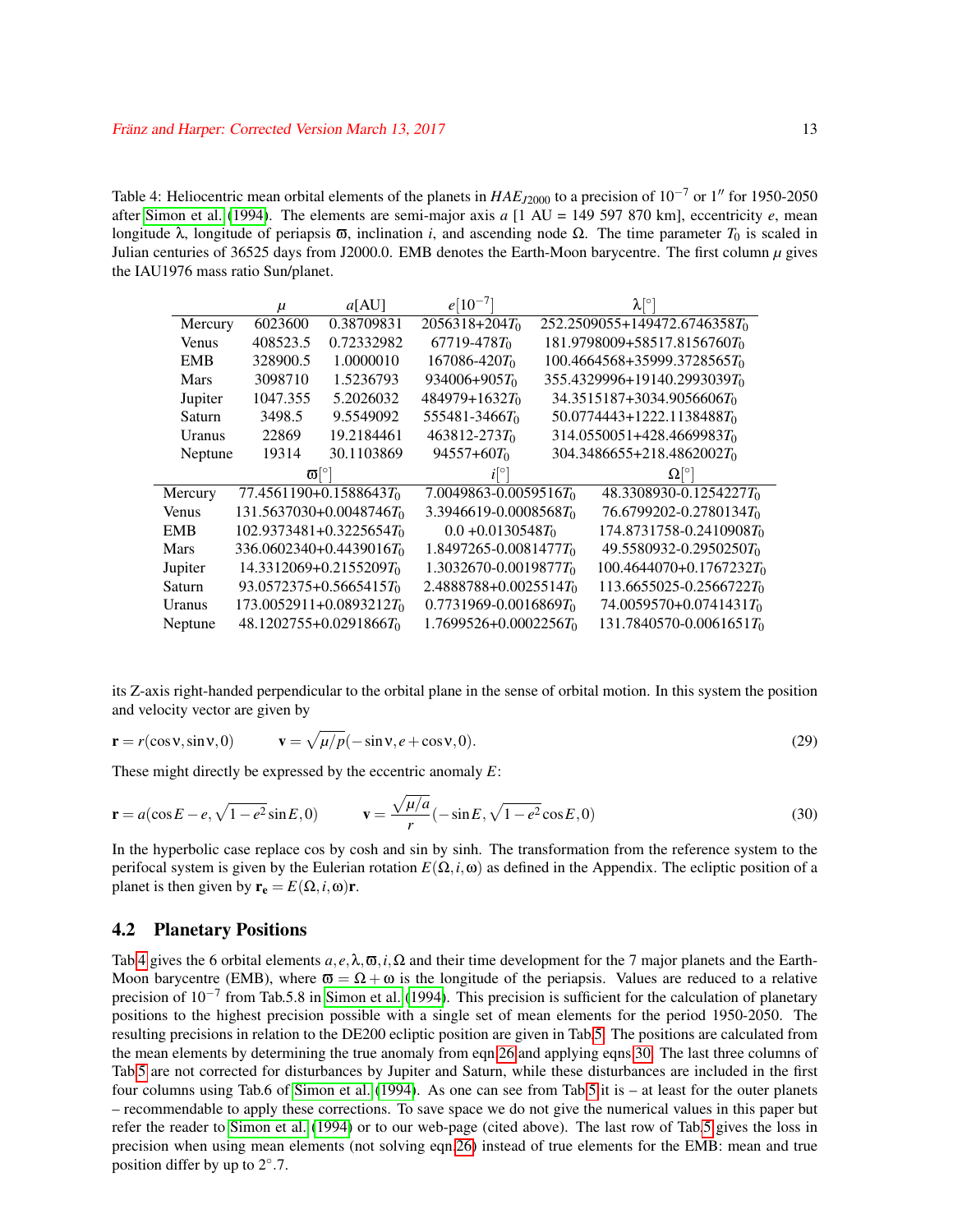Table 4: Heliocentric mean orbital elements of the planets in $HAE_{J2000}$ to a precision of $10^{-7}$ or $1''$ for 1950-2050 after Simon et al. (1994). The elements are semi-major axis $a$ [1 AU = 149 597 870 km], eccentricity $e$, mean longitude $\lambda$, longitude of periapsis $\varpi$, inclination $i$, and ascending node $\Omega$. The time parameter $T_0$ is scaled in Julian centuries of 36525 days from J2000.0. EMB denotes the Earth-Moon barycentre. The first column $\mu$ gives the IAU1976 mass ratio Sun/planet.

| | $\mu$ | $a$[AU] | $e[10^{-7}]$ | $\lambda[^\circ]$ |
|---|---|---|---|---|
| Mercury | 6023600 | 0.38709831 | 2056318+204$T_0$ | 252.2509055+149472.6746358$T_0$ |
| Venus | 408523.5 | 0.72332982 | 67719-478$T_0$ | 181.9798009+58517.8156760$T_0$ |
| EMB | 328900.5 | 1.0000010 | 167086-420$T_0$ | 100.4664568+35999.3728565$T_0$ |
| Mars | 3098710 | 1.5236793 | 934006+905$T_0$ | 355.4329996+19140.2993039$T_0$ |
| Jupiter | 1047.355 | 5.2026032 | 484979+1632$T_0$ | 34.3515187+3034.9056606$T_0$ |
| Saturn | 3498.5 | 9.5549092 | 555481-3466$T_0$ | 50.0774443+1222.1138488$T_0$ |
| Uranus | 22869 | 19.2184461 | 463812-273$T_0$ | 314.0550051+428.4669983$T_0$ |
| Neptune | 19314 | 30.1103869 | 94557+60$T_0$ | 304.3486655+218.4862002$T_0$ |

| | $\varpi[^\circ]$ | $i[^\circ]$ | $\Omega[^\circ]$ |
|---|---|---|---|
| Mercury | 77.4561190+0.1588643$T_0$ | 7.0049863-0.0059516$T_0$ | 48.3308930-0.1254227$T_0$ |
| Venus | 131.5637030+0.0048746$T_0$ | 3.3946619-0.0008568$T_0$ | 76.6799202-0.2780134$T_0$ |
| EMB | 102.9373481+0.3225654$T_0$ | 0.0 +0.0130548$T_0$ | 174.8731758-0.2410908$T_0$ |
| Mars | 336.0602340+0.4439016$T_0$ | 1.8497265-0.0081477$T_0$ | 49.5580932-0.2950250$T_0$ |
| Jupiter | 14.3312069+0.2155209$T_0$ | 1.3032670-0.0019877$T_0$ | 100.4644070+0.1767232$T_0$ |
| Saturn | 93.0572375+0.5665415$T_0$ | 2.4888788+0.0025514$T_0$ | 113.6655025-0.2566722$T_0$ |
| Uranus | 173.0052911+0.0893212$T_0$ | 0.7731969-0.0016869$T_0$ | 74.0059570+0.0741431$T_0$ |
| Neptune | 48.1202755+0.0291866$T_0$ | 1.7699526+0.0002256$T_0$ | 131.7840570-0.0061651$T_0$ |

its Z-axis right-handed perpendicular to the orbital plane in the sense of orbital motion. In this system the position and velocity vector are given by

$$\mathbf{r} = r(\cos\nu, \sin\nu, 0) \qquad \mathbf{v} = \sqrt{\mu/p}(-\sin\nu, e+\cos\nu, 0). \tag{29}$$

These might directly be expressed by the eccentric anomaly $E$:

$$\mathbf{r} = a(\cos E - e, \sqrt{1-e^2}\sin E, 0) \qquad \mathbf{v} = \frac{\sqrt{\mu/a}}{r}(-\sin E, \sqrt{1-e^2}\cos E, 0) \tag{30}$$

In the hyperbolic case replace cos by cosh and sin by sinh. The transformation from the reference system to the perifocal system is given by the Eulerian rotation $E(\Omega, i, \omega)$ as defined in the Appendix. The ecliptic position of a planet is then given by $\mathbf{r_e} = E(\Omega, i, \omega)\mathbf{r}$.

## 4.2 Planetary Positions

Tab.4 gives the 6 orbital elements $a, e, \lambda, \varpi, i, \Omega$ and their time development for the 7 major planets and the Earth-Moon barycentre (EMB), where $\varpi = \Omega + \omega$ is the longitude of the periapsis. Values are reduced to a relative precision of $10^{-7}$ from Tab.5.8 in Simon et al. (1994). This precision is sufficient for the calculation of planetary positions to the highest precision possible with a single set of mean elements for the period 1950-2050. The resulting precisions in relation to the DE200 ecliptic position are given in Tab.5. The positions are calculated from the mean elements by determining the true anomaly from eqn.26 and applying eqns.30. The last three columns of Tab.5 are not corrected for disturbances by Jupiter and Saturn, while these disturbances are included in the first four columns using Tab.6 of Simon et al. (1994). As one can see from Tab.5 it is – at least for the outer planets – recommendable to apply these corrections. To save space we do not give the numerical values in this paper but refer the reader to Simon et al. (1994) or to our web-page (cited above). The last row of Tab.5 gives the loss in precision when using mean elements (not solving eqn.26) instead of true elements for the EMB: mean and true position differ by up to $2^\circ.7$.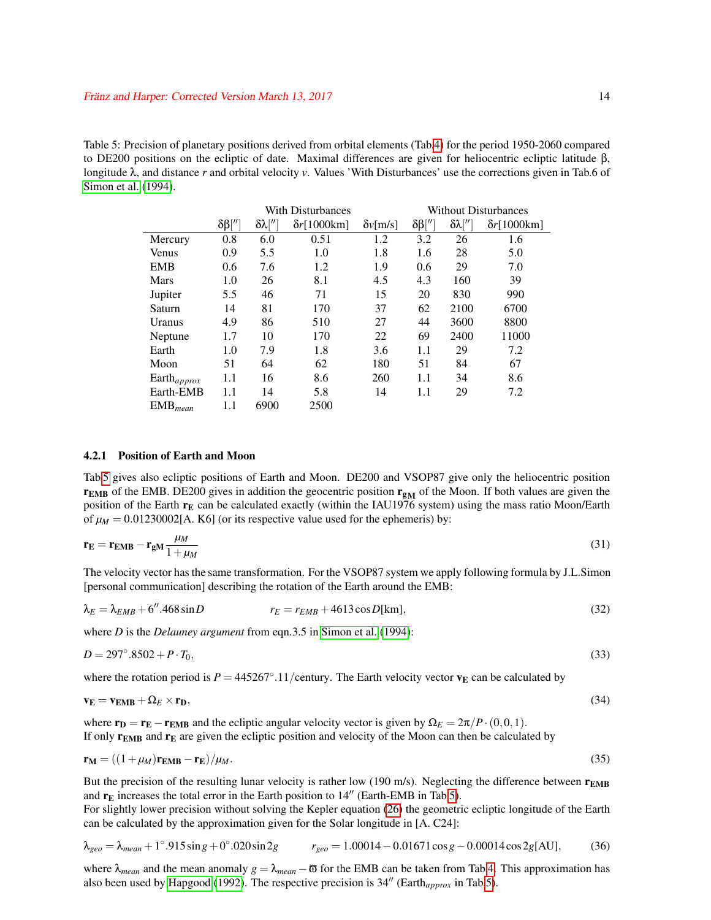Table 5: Precision of planetary positions derived from orbital elements (Tab.4) for the period 1950-2060 compared to DE200 positions on the ecliptic of date. Maximal differences are given for heliocentric ecliptic latitude β, longitude λ, and distance $r$ and orbital velocity $v$. Values 'With Disturbances' use the corrections given in Tab.6 of Simon et al. (1994).

| | With Disturbances | | | | Without Disturbances | | |
|---|---|---|---|---|---|---|---|
| | $\delta\beta['']$ | $\delta\lambda['']$ | $\delta r$[1000km] | $\delta v$[m/s] | $\delta\beta['']$ | $\delta\lambda['']$ | $\delta r$[1000km] |
| Mercury | 0.8 | 6.0 | 0.51 | 1.2 | 3.2 | 26 | 1.6 |
| Venus | 0.9 | 5.5 | 1.0 | 1.8 | 1.6 | 28 | 5.0 |
| EMB | 0.6 | 7.6 | 1.2 | 1.9 | 0.6 | 29 | 7.0 |
| Mars | 1.0 | 26 | 8.1 | 4.5 | 4.3 | 160 | 39 |
| Jupiter | 5.5 | 46 | 71 | 15 | 20 | 830 | 990 |
| Saturn | 14 | 81 | 170 | 37 | 62 | 2100 | 6700 |
| Uranus | 4.9 | 86 | 510 | 27 | 44 | 3600 | 8800 |
| Neptune | 1.7 | 10 | 170 | 22 | 69 | 2400 | 11000 |
| Earth | 1.0 | 7.9 | 1.8 | 3.6 | 1.1 | 29 | 7.2 |
| Moon | 51 | 64 | 62 | 180 | 51 | 84 | 67 |
| Earth$_{approx}$ | 1.1 | 16 | 8.6 | 260 | 1.1 | 34 | 8.6 |
| Earth-EMB | 1.1 | 14 | 5.8 | 14 | 1.1 | 29 | 7.2 |
| EMB$_{mean}$ | 1.1 | 6900 | 2500 | | | | |

#### 4.2.1 Position of Earth and Moon

Tab.5 gives also ecliptic positions of Earth and Moon. DE200 and VSOP87 give only the heliocentric position $\mathbf{r_{EMB}}$ of the EMB. DE200 gives in addition the geocentric position $\mathbf{r_{gM}}$ of the Moon. If both values are given the position of the Earth $\mathbf{r_E}$ can be calculated exactly (within the IAU1976 system) using the mass ratio Moon/Earth of $\mu_M = 0.01230002$[A. K6] (or its respective value used for the ephemeris) by:

$$\mathbf{r_E} = \mathbf{r_{EMB}} - \mathbf{r_{gM}} \frac{\mu_M}{1+\mu_M} \tag{31}$$

The velocity vector has the same transformation. For the VSOP87 system we apply following formula by J.L.Simon [personal communication] describing the rotation of the Earth around the EMB:

$$\lambda_E = \lambda_{EMB} + 6''.468 \sin D \qquad\qquad r_E = r_{EMB} + 4613 \cos D[\text{km}], \tag{32}$$

where $D$ is the *Delauney argument* from eqn.3.5 in Simon et al. (1994):

$$D = 297^\circ.8502 + P \cdot T_0, \tag{33}$$

where the rotation period is $P = 445267^\circ.11/\text{century}$. The Earth velocity vector $\mathbf{v_E}$ can be calculated by

$$\mathbf{v_E} = \mathbf{v_{EMB}} + \Omega_E \times \mathbf{r_D}, \tag{34}$$

where $\mathbf{r_D} = \mathbf{r_E} - \mathbf{r_{EMB}}$ and the ecliptic angular velocity vector is given by $\Omega_E = 2\pi/P \cdot (0,0,1)$.
If only $\mathbf{r_{EMB}}$ and $\mathbf{r_E}$ are given the ecliptic position and velocity of the Moon can then be calculated by

$$\mathbf{r_M} = ((1+\mu_M)\mathbf{r_{EMB}} - \mathbf{r_E})/\mu_M. \tag{35}$$

But the precision of the resulting lunar velocity is rather low (190 m/s). Neglecting the difference between $\mathbf{r_{EMB}}$ and $\mathbf{r_E}$ increases the total error in the Earth position to 14″ (Earth-EMB in Tab.5).
For slightly lower precision without solving the Kepler equation (26) the geometric ecliptic longitude of the Earth can be calculated by the approximation given for the Solar longitude in [A. C24]:

$$\lambda_{geo} = \lambda_{mean} + 1^\circ.915 \sin g + 0^\circ.020 \sin 2g \qquad\qquad r_{geo} = 1.00014 - 0.01671 \cos g - 0.00014 \cos 2g[\text{AU}], \tag{36}$$

where $\lambda_{mean}$ and the mean anomaly $g = \lambda_{mean} - \varpi$ for the EMB can be taken from Tab.4. This approximation has also been used by Hapgood (1992). The respective precision is 34″ (Earth$_{approx}$ in Tab.5).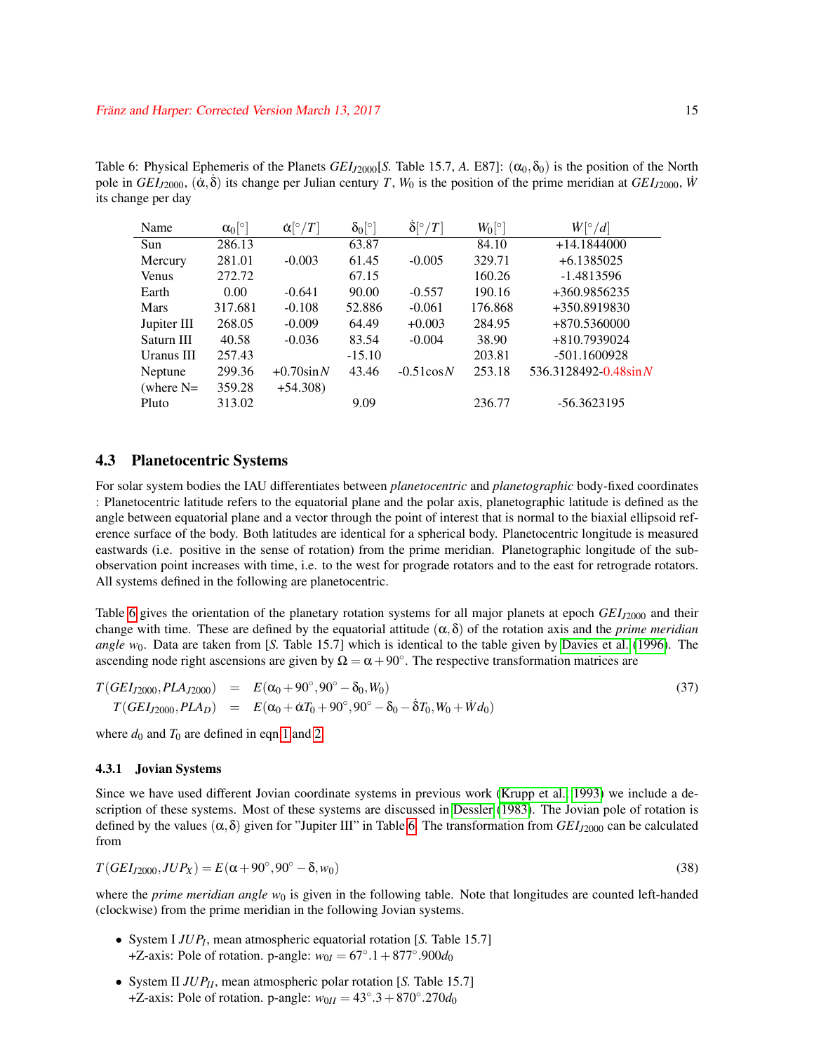Table 6: Physical Ephemeris of the Planets $GEI_{J2000}$[*S.* Table 15.7, *A.* E87]: $(\alpha_0, \delta_0)$ is the position of the North pole in $GEI_{J2000}$, $(\dot{\alpha}, \dot{\delta})$ its change per Julian century $T$, $W_0$ is the position of the prime meridian at $GEI_{J2000}$, $\dot{W}$ its change per day

| Name | $\alpha_0[^\circ]$ | $\dot{\alpha}[^\circ/T]$ | $\delta_0[^\circ]$ | $\dot{\delta}[^\circ/T]$ | $W_0[^\circ]$ | $\dot{W}[^\circ/d]$ |
|---|---|---|---|---|---|---|
| Sun | 286.13 | | 63.87 | | 84.10 | +14.1844000 |
| Mercury | 281.01 | -0.003 | 61.45 | -0.005 | 329.71 | +6.1385025 |
| Venus | 272.72 | | 67.15 | | 160.26 | -1.4813596 |
| Earth | 0.00 | -0.641 | 90.00 | -0.557 | 190.16 | +360.9856235 |
| Mars | 317.681 | -0.108 | 52.886 | -0.061 | 176.868 | +350.8919830 |
| Jupiter III | 268.05 | -0.009 | 64.49 | +0.003 | 284.95 | +870.5360000 |
| Saturn III | 40.58 | -0.036 | 83.54 | -0.004 | 38.90 | +810.7939024 |
| Uranus III | 257.43 | | -15.10 | | 203.81 | -501.1600928 |
| Neptune | 299.36 | $+0.70\sin N$ | 43.46 | $-0.51\cos N$ | 253.18 | $536.3128492-0.48\sin N$ |
| (where N= | 359.28 | +54.308) | | | | |
| Pluto | 313.02 | | 9.09 | | 236.77 | -56.3623195 |

## 4.3 Planetocentric Systems

For solar system bodies the IAU differentiates between *planetocentric* and *planetographic* body-fixed coordinates : Planetocentric latitude refers to the equatorial plane and the polar axis, planetographic latitude is defined as the angle between equatorial plane and a vector through the point of interest that is normal to the biaxial ellipsoid reference surface of the body. Both latitudes are identical for a spherical body. Planetocentric longitude is measured eastwards (i.e. positive in the sense of rotation) from the prime meridian. Planetographic longitude of the sub-observation point increases with time, i.e. to the west for prograde rotators and to the east for retrograde rotators. All systems defined in the following are planetocentric.

Table 6 gives the orientation of the planetary rotation systems for all major planets at epoch $GEI_{J2000}$ and their change with time. These are defined by the equatorial attitude $(\alpha, \delta)$ of the rotation axis and the *prime meridian angle* $w_0$. Data are taken from [*S.* Table 15.7] which is identical to the table given by Davies et al. (1996). The ascending node right ascensions are given by $\Omega = \alpha + 90^\circ$. The respective transformation matrices are

$$
\begin{aligned}
T(GEI_{J2000}, PLA_{J2000}) &= E(\alpha_0 + 90^\circ, 90^\circ - \delta_0, W_0) \\
T(GEI_{J2000}, PLA_D) &= E(\alpha_0 + \dot{\alpha}T_0 + 90^\circ, 90^\circ - \delta_0 - \dot{\delta}T_0, W_0 + \dot{W}d_0)
\end{aligned}
\tag{37}
$$

where $d_0$ and $T_0$ are defined in eqn 1 and 2.

### 4.3.1 Jovian Systems

Since we have used different Jovian coordinate systems in previous work (Krupp et al., 1993) we include a description of these systems. Most of these systems are discussed in Dessler (1983). The Jovian pole of rotation is defined by the values $(\alpha, \delta)$ given for "Jupiter III" in Table 6. The transformation from $GEI_{J2000}$ can be calculated from

$$
T(GEI_{J2000}, JUP_X) = E(\alpha + 90^\circ, 90^\circ - \delta, w_0) \tag{38}
$$

where the *prime meridian angle* $w_0$ is given in the following table. Note that longitudes are counted left-handed (clockwise) from the prime meridian in the following Jovian systems.

- System I $JUP_I$, mean atmospheric equatorial rotation [*S.* Table 15.7]
  +Z-axis: Pole of rotation. p-angle: $w_{0I} = 67^\circ.1 + 877^\circ.900 d_0$
- System II $JUP_{II}$, mean atmospheric polar rotation [*S.* Table 15.7]
  +Z-axis: Pole of rotation. p-angle: $w_{0II} = 43^\circ.3 + 870^\circ.270 d_0$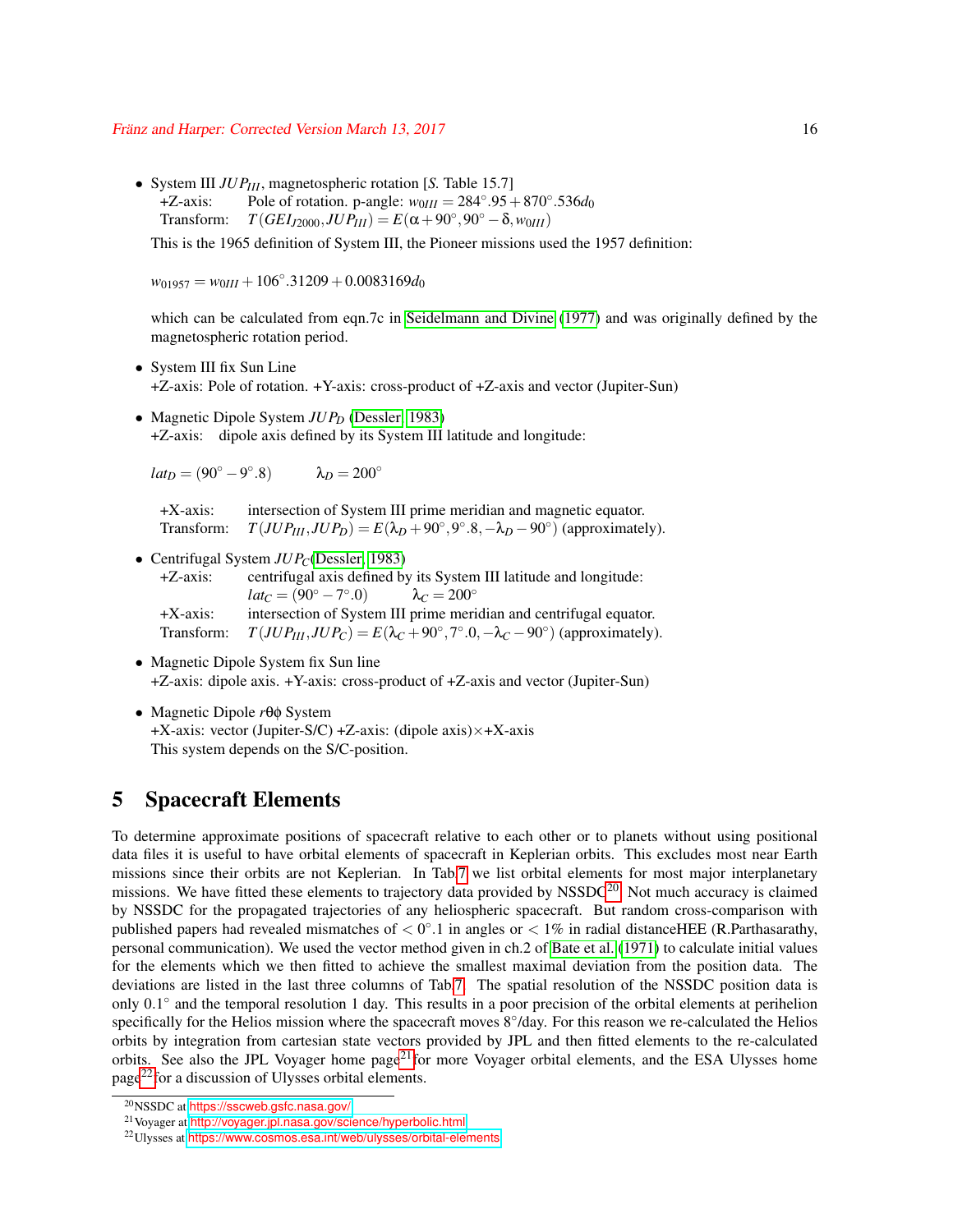- System III $JUP_{III}$, magnetospheric rotation [*S.* Table 15.7]
  +Z-axis: Pole of rotation. p-angle: $w_{0III} = 284^\circ.95 + 870^\circ.536 d_0$
  Transform: $T(GEI_{J2000}, JUP_{III}) = E(\alpha + 90^\circ, 90^\circ - \delta, w_{0III})$

  This is the 1965 definition of System III, the Pioneer missions used the 1957 definition:

  $$w_{01957} = w_{0III} + 106^\circ.31209 + 0.0083169 d_0$$

  which can be calculated from eqn.7c in Seidelmann and Divine (1977) and was originally defined by the magnetospheric rotation period.

- System III fix Sun Line
  +Z-axis: Pole of rotation. +Y-axis: cross-product of +Z-axis and vector (Jupiter-Sun)

- Magnetic Dipole System $JUP_D$ (Dessler, 1983)
  +Z-axis: dipole axis defined by its System III latitude and longitude:

  $$lat_D = (90^\circ - 9^\circ.8) \qquad \lambda_D = 200^\circ$$

  +X-axis: intersection of System III prime meridian and magnetic equator.
  Transform: $T(JUP_{III}, JUP_D) = E(\lambda_D + 90^\circ, 9^\circ.8, -\lambda_D - 90^\circ)$ (approximately).

- Centrifugal System $JUP_C$(Dessler, 1983)
  +Z-axis: centrifugal axis defined by its System III latitude and longitude:
  $lat_C = (90^\circ - 7^\circ.0) \qquad \lambda_C = 200^\circ$
  +X-axis: intersection of System III prime meridian and centrifugal equator.
  Transform: $T(JUP_{III}, JUP_C) = E(\lambda_C + 90^\circ, 7^\circ.0, -\lambda_C - 90^\circ)$ (approximately).

- Magnetic Dipole System fix Sun line
  +Z-axis: dipole axis. +Y-axis: cross-product of +Z-axis and vector (Jupiter-Sun)

- Magnetic Dipole $r\theta\phi$ System
  +X-axis: vector (Jupiter-S/C) +Z-axis: (dipole axis)$\times$+X-axis
  This system depends on the S/C-position.

# 5 Spacecraft Elements

To determine approximate positions of spacecraft relative to each other or to planets without using positional data files it is useful to have orbital elements of spacecraft in Keplerian orbits. This excludes most near Earth missions since their orbits are not Keplerian. In Tab.7 we list orbital elements for most major interplanetary missions. We have fitted these elements to trajectory data provided by NSSDC[20]. Not much accuracy is claimed by NSSDC for the propagated trajectories of any heliospheric spacecraft. But random cross-comparison with published papers had revealed mismatches of $< 0^\circ.1$ in angles or $< 1\%$ in radial distanceHEE (R.Parthasarathy, personal communication). We used the vector method given in ch.2 of Bate et al. (1971) to calculate initial values for the elements which we then fitted to achieve the smallest maximal deviation from the position data. The deviations are listed in the last three columns of Tab.7. The spatial resolution of the NSSDC position data is only $0.1^\circ$ and the temporal resolution 1 day. This results in a poor precision of the orbital elements at perihelion specifically for the Helios mission where the spacecraft moves $8^\circ$/day. For this reason we re-calculated the Helios orbits by integration from cartesian state vectors provided by JPL and then fitted elements to the re-calculated orbits. See also the JPL Voyager home page[21] for more Voyager orbital elements, and the ESA Ulysses home page[22] for a discussion of Ulysses orbital elements.

[20] NSSDC at https://sscweb.gsfc.nasa.gov/
[21] Voyager at http://voyager.jpl.nasa.gov/science/hyperbolic.html
[22] Ulysses at https://www.cosmos.esa.int/web/ulysses/orbital-elements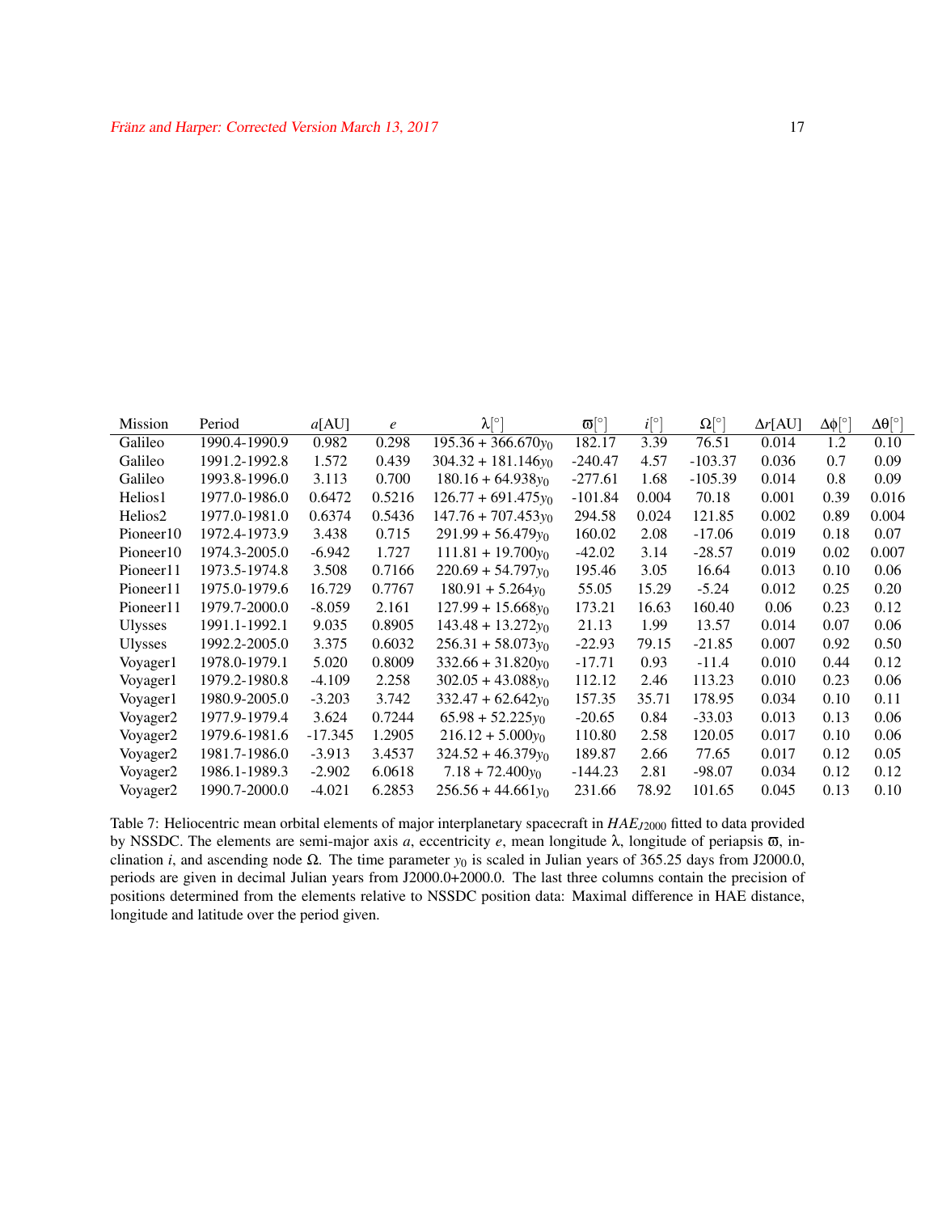| Mission | Period | $a$[AU] | $e$ | $\lambda[^\circ]$ | $\varpi[^\circ]$ | $i[^\circ]$ | $\Omega[^\circ]$ | $\Delta r$[AU] | $\Delta\phi[^\circ]$ | $\Delta\theta[^\circ]$ |
|---|---|---|---|---|---|---|---|---|---|---|
| Galileo | 1990.4-1990.9 | 0.982 | 0.298 | $195.36 + 366.670 y_0$ | 182.17 | 3.39 | 76.51 | 0.014 | 1.2 | 0.10 |
| Galileo | 1991.2-1992.8 | 1.572 | 0.439 | $304.32 + 181.146 y_0$ | -240.47 | 4.57 | -103.37 | 0.036 | 0.7 | 0.09 |
| Galileo | 1993.8-1996.0 | 3.113 | 0.700 | $180.16 + 64.938 y_0$ | -277.61 | 1.68 | -105.39 | 0.014 | 0.8 | 0.09 |
| Helios1 | 1977.0-1986.0 | 0.6472 | 0.5216 | $126.77 + 691.475 y_0$ | -101.84 | 0.004 | 70.18 | 0.001 | 0.39 | 0.016 |
| Helios2 | 1977.0-1981.0 | 0.6374 | 0.5436 | $147.76 + 707.453 y_0$ | 294.58 | 0.024 | 121.85 | 0.002 | 0.89 | 0.004 |
| Pioneer10 | 1972.4-1973.9 | 3.438 | 0.715 | $291.99 + 56.479 y_0$ | 160.02 | 2.08 | -17.06 | 0.019 | 0.18 | 0.07 |
| Pioneer10 | 1974.3-2005.0 | -6.942 | 1.727 | $111.81 + 19.700 y_0$ | -42.02 | 3.14 | -28.57 | 0.019 | 0.02 | 0.007 |
| Pioneer11 | 1973.5-1974.8 | 3.508 | 0.7166 | $220.69 + 54.797 y_0$ | 195.46 | 3.05 | 16.64 | 0.013 | 0.10 | 0.06 |
| Pioneer11 | 1975.0-1979.6 | 16.729 | 0.7767 | $180.91 + 5.264 y_0$ | 55.05 | 15.29 | -5.24 | 0.012 | 0.25 | 0.20 |
| Pioneer11 | 1979.7-2000.0 | -8.059 | 2.161 | $127.99 + 15.668 y_0$ | 173.21 | 16.63 | 160.40 | 0.06 | 0.23 | 0.12 |
| Ulysses | 1991.1-1992.1 | 9.035 | 0.8905 | $143.48 + 13.272 y_0$ | 21.13 | 1.99 | 13.57 | 0.014 | 0.07 | 0.06 |
| Ulysses | 1992.2-2005.0 | 3.375 | 0.6032 | $256.31 + 58.073 y_0$ | -22.93 | 79.15 | -21.85 | 0.007 | 0.92 | 0.50 |
| Voyager1 | 1978.0-1979.1 | 5.020 | 0.8009 | $332.66 + 31.820 y_0$ | -17.71 | 0.93 | -11.4 | 0.010 | 0.44 | 0.12 |
| Voyager1 | 1979.2-1980.8 | -4.109 | 2.258 | $302.05 + 43.088 y_0$ | 112.12 | 2.46 | 113.23 | 0.010 | 0.23 | 0.06 |
| Voyager1 | 1980.9-2005.0 | -3.203 | 3.742 | $332.47 + 62.642 y_0$ | 157.35 | 35.71 | 178.95 | 0.034 | 0.10 | 0.11 |
| Voyager2 | 1977.9-1979.4 | 3.624 | 0.7244 | $65.98 + 52.225 y_0$ | -20.65 | 0.84 | -33.03 | 0.013 | 0.13 | 0.06 |
| Voyager2 | 1979.6-1981.6 | -17.345 | 1.2905 | $216.12 + 5.000 y_0$ | 110.80 | 2.58 | 120.05 | 0.017 | 0.10 | 0.06 |
| Voyager2 | 1981.7-1986.0 | -3.913 | 3.4537 | $324.52 + 46.379 y_0$ | 189.87 | 2.66 | 77.65 | 0.017 | 0.12 | 0.05 |
| Voyager2 | 1986.1-1989.3 | -2.902 | 6.0618 | $7.18 + 72.400 y_0$ | -144.23 | 2.81 | -98.07 | 0.034 | 0.12 | 0.12 |
| Voyager2 | 1990.7-2000.0 | -4.021 | 6.2853 | $256.56 + 44.661 y_0$ | 231.66 | 78.92 | 101.65 | 0.045 | 0.13 | 0.10 |

Table 7: Heliocentric mean orbital elements of major interplanetary spacecraft in $HAE_{J2000}$ fitted to data provided by NSSDC. The elements are semi-major axis $a$, eccentricity $e$, mean longitude $\lambda$, longitude of periapsis $\varpi$, inclination $i$, and ascending node $\Omega$. The time parameter $y_0$ is scaled in Julian years of 365.25 days from J2000.0, periods are given in decimal Julian years from J2000.0+2000.0. The last three columns contain the precision of positions determined from the elements relative to NSSDC position data: Maximal difference in HAE distance, longitude and latitude over the period given.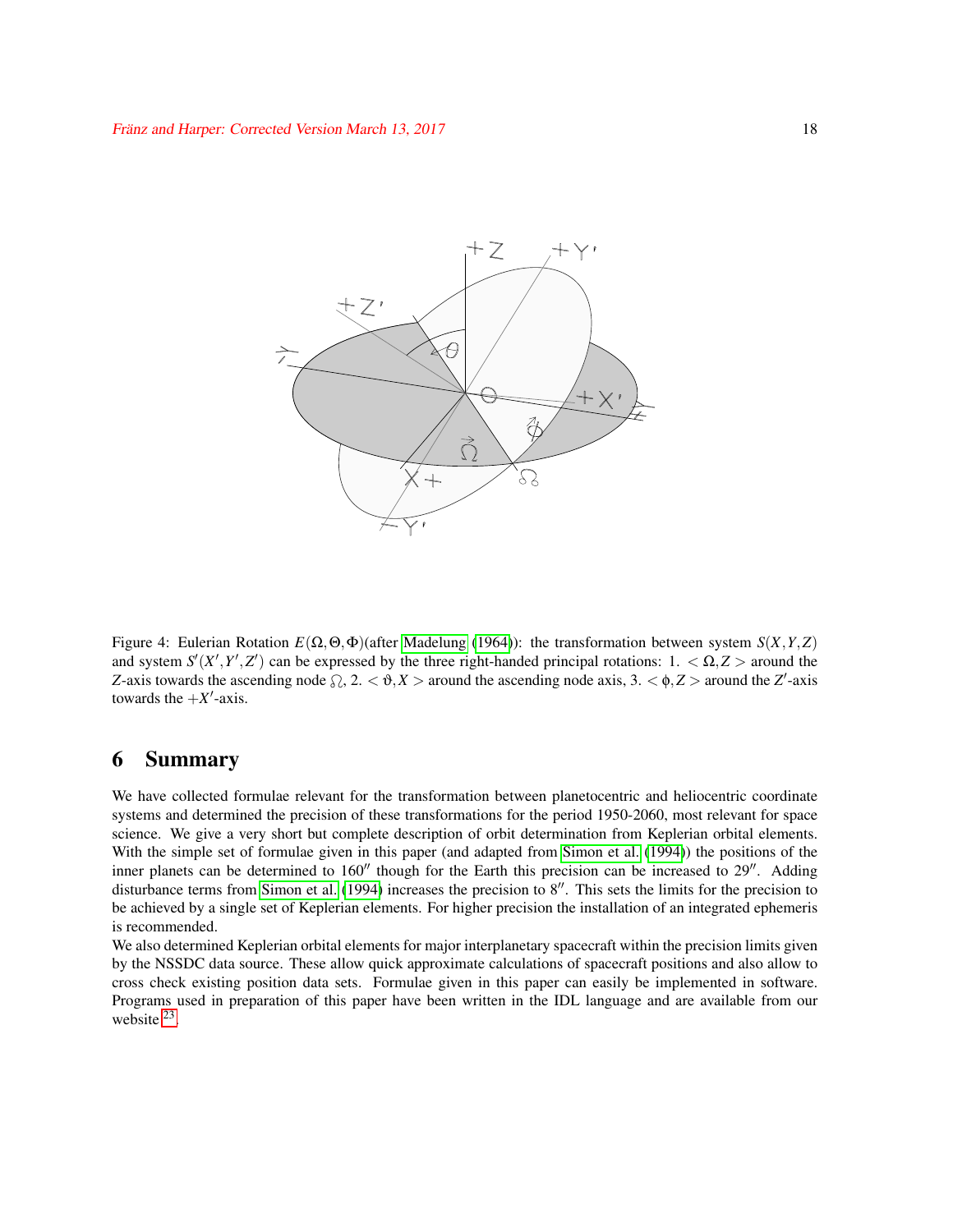Figure 4: Eulerian Rotation $E(\Omega,\Theta,\Phi)$(after Madelung (1964)): the transformation between system $S(X,Y,Z)$ and system $S'(X',Y',Z')$ can be expressed by the three right-handed principal rotations: 1. $<\Omega,Z>$ around the $Z$-axis towards the ascending node ☊, 2. $<\vartheta,X>$ around the ascending node axis, 3. $<\phi,Z>$ around the $Z'$-axis towards the $+X'$-axis.

## 6 Summary

We have collected formulae relevant for the transformation between planetocentric and heliocentric coordinate systems and determined the precision of these transformations for the period 1950-2060, most relevant for space science. We give a very short but complete description of orbit determination from Keplerian orbital elements. With the simple set of formulae given in this paper (and adapted from Simon et al. (1994)) the positions of the inner planets can be determined to $160''$ though for the Earth this precision can be increased to $29''$. Adding disturbance terms from Simon et al. (1994) increases the precision to $8''$. This sets the limits for the precision to be achieved by a single set of Keplerian elements. For higher precision the installation of an integrated ephemeris is recommended.

We also determined Keplerian orbital elements for major interplanetary spacecraft within the precision limits given by the NSSDC data source. These allow quick approximate calculations of spacecraft positions and also allow to cross check existing position data sets. Formulae given in this paper can easily be implemented in software. Programs used in preparation of this paper have been written in the IDL language and are available from our website[23].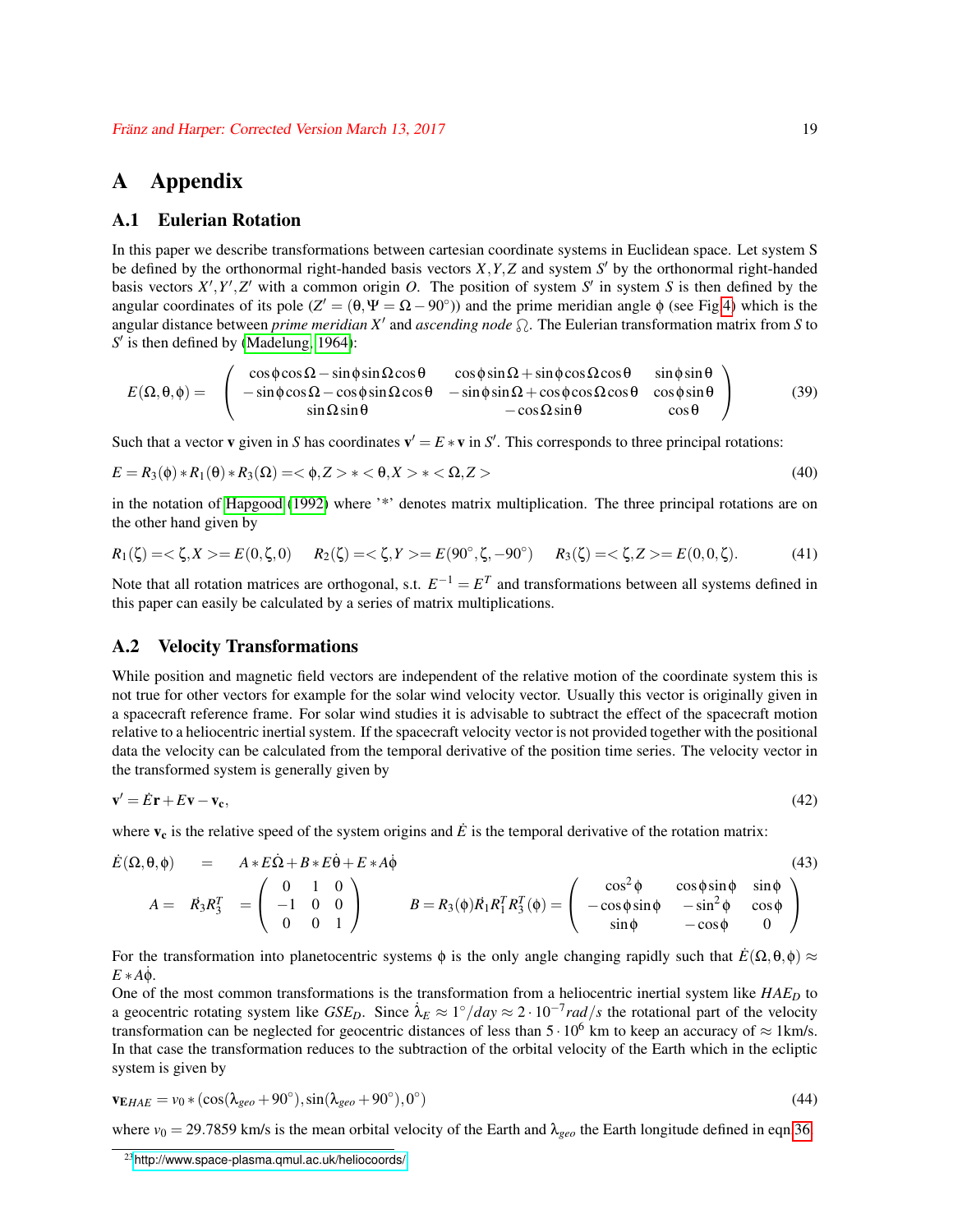# A Appendix

## A.1 Eulerian Rotation

In this paper we describe transformations between cartesian coordinate systems in Euclidean space. Let system S be defined by the orthonormal right-handed basis vectors $X, Y, Z$ and system $S'$ by the orthonormal right-handed basis vectors $X', Y', Z'$ with a common origin $O$. The position of system $S'$ in system $S$ is then defined by the angular coordinates of its pole ($Z' = (\theta, \Psi = \Omega - 90^\circ)$) and the prime meridian angle $\phi$ (see Fig 4) which is the angular distance between *prime meridian* $X'$ and *ascending node* ☊. The Eulerian transformation matrix from $S$ to $S'$ is then defined by (Madelung, 1964):

$$E(\Omega,\theta,\phi) = \begin{pmatrix} \cos\phi\cos\Omega - \sin\phi\sin\Omega\cos\theta & \cos\phi\sin\Omega + \sin\phi\cos\Omega\cos\theta & \sin\phi\sin\theta \\ -\sin\phi\cos\Omega - \cos\phi\sin\Omega\cos\theta & -\sin\phi\sin\Omega + \cos\phi\cos\Omega\cos\theta & \cos\phi\sin\theta \\ \sin\Omega\sin\theta & -\cos\Omega\sin\theta & \cos\theta \end{pmatrix} \tag{39}$$

Such that a vector $\mathbf{v}$ given in $S$ has coordinates $\mathbf{v}' = E * \mathbf{v}$ in $S'$. This corresponds to three principal rotations:

$$E = R_3(\phi) * R_1(\theta) * R_3(\Omega) = <\phi, Z> * <\theta, X> * <\Omega, Z> \tag{40}$$

in the notation of Hapgood (1992) where '*' denotes matrix multiplication. The three principal rotations are on the other hand given by

$$R_1(\zeta) = <\zeta, X> = E(0,\zeta,0) \qquad R_2(\zeta) = <\zeta, Y> = E(90^\circ,\zeta,-90^\circ) \qquad R_3(\zeta) = <\zeta, Z> = E(0,0,\zeta). \tag{41}$$

Note that all rotation matrices are orthogonal, s.t. $E^{-1} = E^T$ and transformations between all systems defined in this paper can easily be calculated by a series of matrix multiplications.

## A.2 Velocity Transformations

While position and magnetic field vectors are independent of the relative motion of the coordinate system this is not true for other vectors for example for the solar wind velocity vector. Usually this vector is originally given in a spacecraft reference frame. For solar wind studies it is advisable to subtract the effect of the spacecraft motion relative to a heliocentric inertial system. If the spacecraft velocity vector is not provided together with the positional data the velocity can be calculated from the temporal derivative of the position time series. The velocity vector in the transformed system is generally given by

$$\mathbf{v}' = \dot{E}\mathbf{r} + E\mathbf{v} - \mathbf{v_c}, \tag{42}$$

where $\mathbf{v_c}$ is the relative speed of the system origins and $\dot{E}$ is the temporal derivative of the rotation matrix:

$$\begin{aligned} \dot{E}(\Omega,\theta,\phi) &= A * E\dot{\Omega} + B * E\dot{\theta} + E * A\dot{\phi} \\ A = \dot{R_3}R_3^T &= \begin{pmatrix} 0 & 1 & 0 \\ -1 & 0 & 0 \\ 0 & 0 & 1 \end{pmatrix} \qquad B = R_3(\phi)\dot{R_1}R_1^T R_3^T(\phi) = \begin{pmatrix} \cos^2\phi & \cos\phi\sin\phi & \sin\phi \\ -\cos\phi\sin\phi & -\sin^2\phi & \cos\phi \\ \sin\phi & -\cos\phi & 0 \end{pmatrix} \end{aligned} \tag{43}$$

For the transformation into planetocentric systems $\phi$ is the only angle changing rapidly such that $\dot{E}(\Omega,\theta,\phi) \approx E * A\dot{\phi}$.

One of the most common transformations is the transformation from a heliocentric inertial system like $HAE_D$ to a geocentric rotating system like $GSE_D$. Since $\dot{\lambda}_E \approx 1^\circ/day \approx 2 \cdot 10^{-7} rad/s$ the rotational part of the velocity transformation can be neglected for geocentric distances of less than $5 \cdot 10^6$ km to keep an accuracy of $\approx$ 1km/s. In that case the transformation reduces to the subtraction of the orbital velocity of the Earth which in the ecliptic system is given by

$$\mathbf{v}_{\mathbf{E}HAE} = v_0 * (\cos(\lambda_{geo} + 90^\circ), \sin(\lambda_{geo} + 90^\circ), 0^\circ) \tag{44}$$

where $v_0 = 29.7859$ km/s is the mean orbital velocity of the Earth and $\lambda_{geo}$ the Earth longitude defined in eqn 36.

[23] http://www.space-plasma.qmul.ac.uk/heliocoords/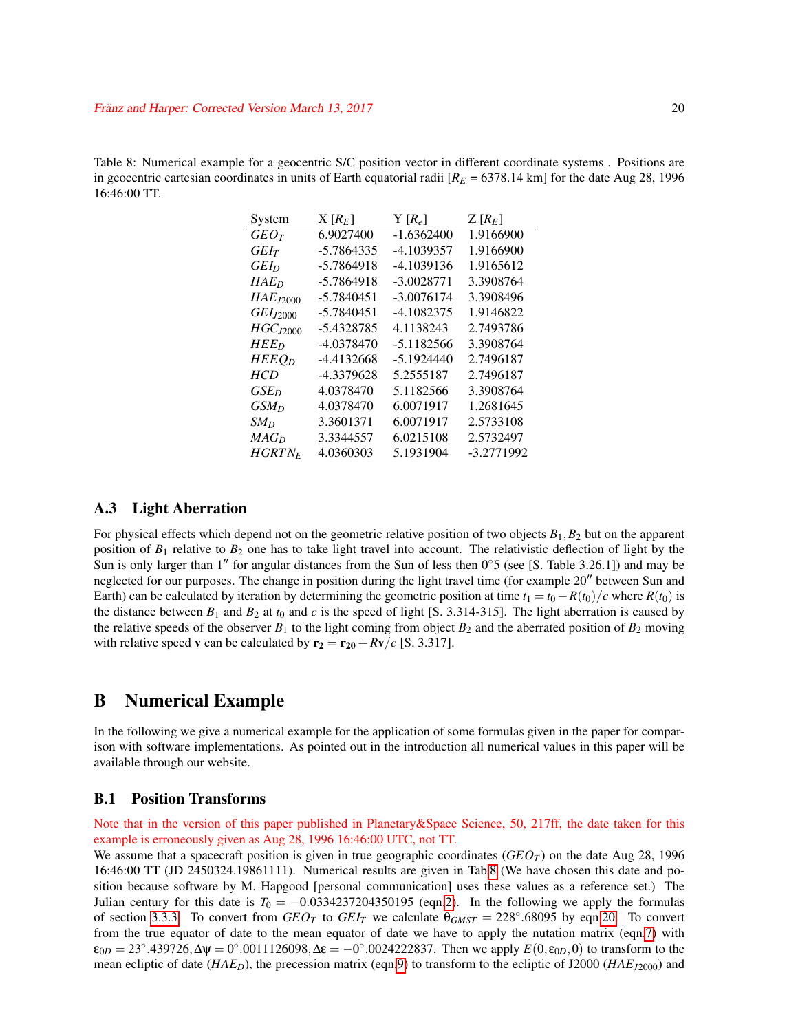Table 8: Numerical example for a geocentric S/C position vector in different coordinate systems . Positions are in geocentric cartesian coordinates in units of Earth equatorial radii [$R_E$ = 6378.14 km] for the date Aug 28, 1996 16:46:00 TT.

| System | X [$R_E$] | Y [$R_e$] | Z [$R_E$] |
|---|---|---|---|
| $GEO_T$ | 6.9027400 | -1.6362400 | 1.9166900 |
| $GEI_T$ | -5.7864335 | -4.1039357 | 1.9166900 |
| $GEI_D$ | -5.7864918 | -4.1039136 | 1.9165612 |
| $HAE_D$ | -5.7864918 | -3.0028771 | 3.3908764 |
| $HAE_{J2000}$ | -5.7840451 | -3.0076174 | 3.3908496 |
| $GEI_{J2000}$ | -5.7840451 | -4.1082375 | 1.9146822 |
| $HGC_{J2000}$ | -5.4328785 | 4.1138243 | 2.7493786 |
| $HEE_D$ | -4.0378470 | -5.1182566 | 3.3908764 |
| $HEEQ_D$ | -4.4132668 | -5.1924440 | 2.7496187 |
| $HCD$ | -4.3379628 | 5.2555187 | 2.7496187 |
| $GSE_D$ | 4.0378470 | 5.1182566 | 3.3908764 |
| $GSM_D$ | 4.0378470 | 6.0071917 | 1.2681645 |
| $SM_D$ | 3.3601371 | 6.0071917 | 2.5733108 |
| $MAG_D$ | 3.3344557 | 6.0215108 | 2.5732497 |
| $HGRTN_E$ | 4.0360303 | 5.1931904 | -3.2771992 |

### A.3 Light Aberration

For physical effects which depend not on the geometric relative position of two objects $B_1, B_2$ but on the apparent position of $B_1$ relative to $B_2$ one has to take light travel into account. The relativistic deflection of light by the Sun is only larger than $1''$ for angular distances from the Sun of less then $0^\circ 5$ (see [S. Table 3.26.1]) and may be neglected for our purposes. The change in position during the light travel time (for example $20''$ between Sun and Earth) can be calculated by iteration by determining the geometric position at time $t_1 = t_0 - R(t_0)/c$ where $R(t_0)$ is the distance between $B_1$ and $B_2$ at $t_0$ and $c$ is the speed of light [S. 3.314-315]. The light aberration is caused by the relative speeds of the observer $B_1$ to the light coming from object $B_2$ and the aberrated position of $B_2$ moving with relative speed $\mathbf{v}$ can be calculated by $\mathbf{r_2} = \mathbf{r_{20}} + R\mathbf{v}/c$ [S. 3.317].

## B Numerical Example

In the following we give a numerical example for the application of some formulas given in the paper for comparison with software implementations. As pointed out in the introduction all numerical values in this paper will be available through our website.

### B.1 Position Transforms

Note that in the version of this paper published in Planetary&Space Science, 50, 217ff, the date taken for this example is erroneously given as Aug 28, 1996 16:46:00 UTC, not TT.

We assume that a spacecraft position is given in true geographic coordinates ($GEO_T$) on the date Aug 28, 1996 16:46:00 TT (JD 2450324.19861111). Numerical results are given in Tab 8 (We have chosen this date and position because software by M. Hapgood [personal communication] uses these values as a reference set.) The Julian century for this date is $T_0 = -0.0334237204350195$ (eqn 2). In the following we apply the formulas of section 3.3.3. To convert from $GEO_T$ to $GEI_T$ we calculate $\theta_{GMST} = 228^\circ.68095$ by eqn 20. To convert from the true equator of date to the mean equator of date we have to apply the nutation matrix (eqn 7) with $\varepsilon_{0D} = 23^\circ.439726, \Delta\psi = 0^\circ.0011126098, \Delta\varepsilon = -0^\circ.0024222837$. Then we apply $E(0, \varepsilon_{0D}, 0)$ to transform to the mean ecliptic of date ($HAE_D$), the precession matrix (eqn 9) to transform to the ecliptic of J2000 ($HAE_{J2000}$) and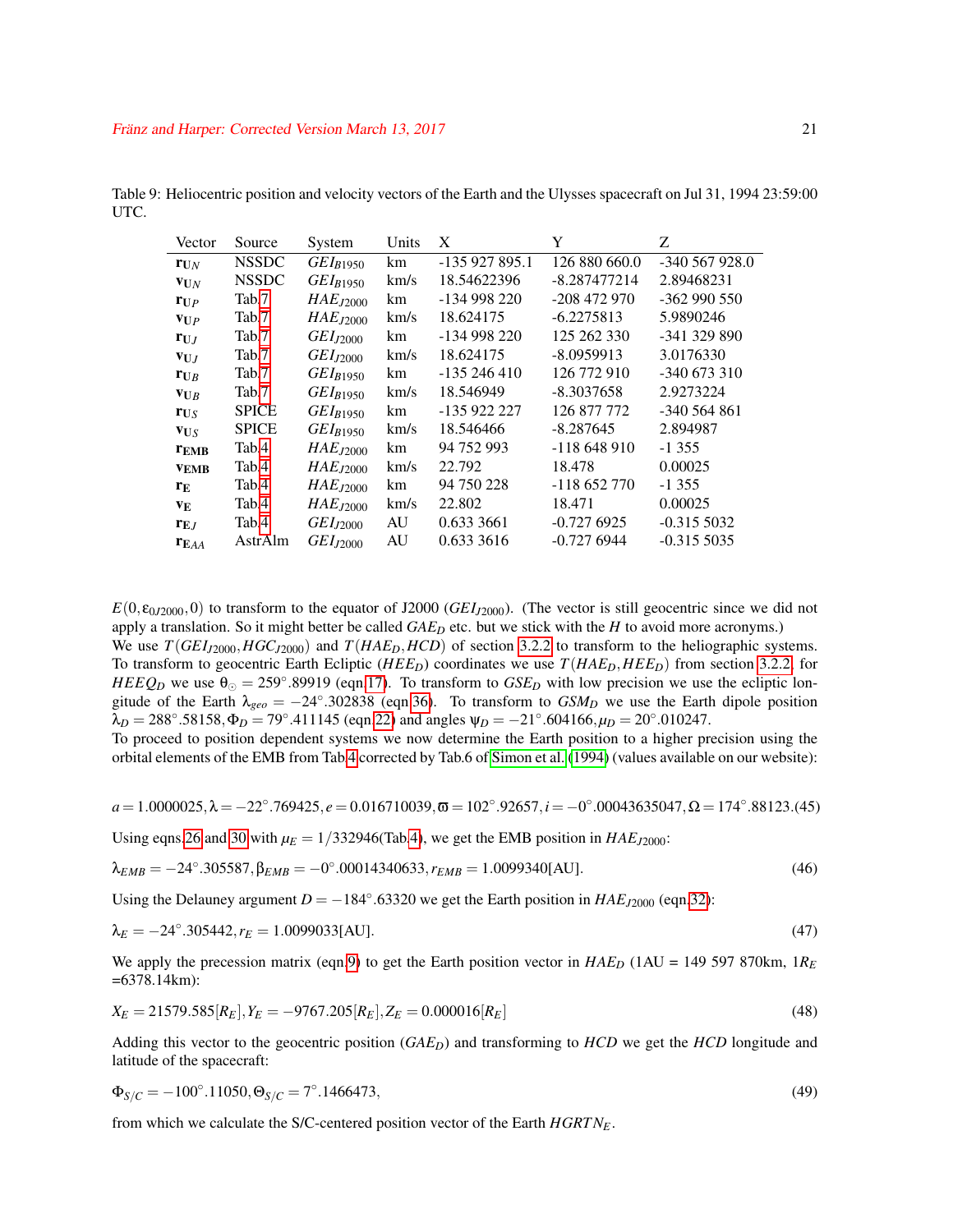Table 9: Heliocentric position and velocity vectors of the Earth and the Ulysses spacecraft on Jul 31, 1994 23:59:00 UTC.

| Vector | Source | System | Units | X | Y | Z |
|---|---|---|---|---|---|---|
| $\mathbf{r}_{UN}$ | NSSDC | $GEI_{B1950}$ | km | -135 927 895.1 | 126 880 660.0 | -340 567 928.0 |
| $\mathbf{v}_{UN}$ | NSSDC | $GEI_{B1950}$ | km/s | 18.54622396 | -8.287477214 | 2.89468231 |
| $\mathbf{r}_{UP}$ | Tab.7 | $HAE_{J2000}$ | km | -134 998 220 | -208 472 970 | -362 990 550 |
| $\mathbf{v}_{UP}$ | Tab.7 | $HAE_{J2000}$ | km/s | 18.624175 | -6.2275813 | 5.9890246 |
| $\mathbf{r}_{UJ}$ | Tab.7 | $GEI_{J2000}$ | km | -134 998 220 | 125 262 330 | -341 329 890 |
| $\mathbf{v}_{UJ}$ | Tab.7 | $GEI_{J2000}$ | km/s | 18.624175 | -8.0959913 | 3.0176330 |
| $\mathbf{r}_{UB}$ | Tab.7 | $GEI_{B1950}$ | km | -135 246 410 | 126 772 910 | -340 673 310 |
| $\mathbf{v}_{UB}$ | Tab.7 | $GEI_{B1950}$ | km/s | 18.546949 | -8.3037658 | 2.9273224 |
| $\mathbf{r}_{US}$ | SPICE | $GEI_{B1950}$ | km | -135 922 227 | 126 877 772 | -340 564 861 |
| $\mathbf{v}_{US}$ | SPICE | $GEI_{B1950}$ | km/s | 18.546466 | -8.287645 | 2.894987 |
| $\mathbf{r}_{\mathbf{EMB}}$ | Tab.4 | $HAE_{J2000}$ | km | 94 752 993 | -118 648 910 | -1 355 |
| $\mathbf{v}_{\mathbf{EMB}}$ | Tab.4 | $HAE_{J2000}$ | km/s | 22.792 | 18.478 | 0.00025 |
| $\mathbf{r}_{\mathbf{E}}$ | Tab.4 | $HAE_{J2000}$ | km | 94 750 228 | -118 652 770 | -1 355 |
| $\mathbf{v}_{\mathbf{E}}$ | Tab.4 | $HAE_{J2000}$ | km/s | 22.802 | 18.471 | 0.00025 |
| $\mathbf{r}_{\mathbf{E}J}$ | Tab.4 | $GEI_{J2000}$ | AU | 0.633 3661 | -0.727 6925 | -0.315 5032 |
| $\mathbf{r}_{\mathbf{E}AA}$ | AstrAlm | $GEI_{J2000}$ | AU | 0.633 3616 | -0.727 6944 | -0.315 5035 |

$E(0, \varepsilon_{0J2000}, 0)$ to transform to the equator of J2000 ($GEI_{J2000}$). (The vector is still geocentric since we did not apply a translation. So it might better be called $GAE_D$ etc. but we stick with the $H$ to avoid more acronyms.)
We use $T(GEI_{J2000}, HGC_{J2000})$ and $T(HAE_D, HCD)$ of section 3.2.2 to transform to the heliographic systems. To transform to geocentric Earth Ecliptic ($HEE_D$) coordinates we use $T(HAE_D, HEE_D)$ from section 3.2.2, for $HEEQ_D$ we use $\theta_\odot = 259^\circ.89919$ (eqn.17). To transform to $GSE_D$ with low precision we use the ecliptic longitude of the Earth $\lambda_{geo} = -24^\circ.302838$ (eqn.36). To transform to $GSM_D$ we use the Earth dipole position $\lambda_D = 288^\circ.58158, \Phi_D = 79^\circ.411145$ (eqn.22) and angles $\psi_D = -21^\circ.604166, \mu_D = 20^\circ.010247$.
To proceed to position dependent systems we now determine the Earth position to a higher precision using the orbital elements of the EMB from Tab.4 corrected by Tab.6 of Simon et al. (1994) (values available on our website):

$$a = 1.0000025, \lambda = -22^\circ.769425, e = 0.016710039, \varpi = 102^\circ.92657, i = -0^\circ.00043635047, \Omega = 174^\circ.88123. \quad (45)$$

Using eqns.26 and 30 with $\mu_E = 1/332946$(Tab.4), we get the EMB position in $HAE_{J2000}$:

$$\lambda_{EMB} = -24^\circ.305587, \beta_{EMB} = -0^\circ.00014340633, r_{EMB} = 1.0099340[\mathrm{AU}]. \quad (46)$$

Using the Delauney argument $D = -184^\circ.63320$ we get the Earth position in $HAE_{J2000}$ (eqn.32):

$$\lambda_E = -24^\circ.305442, r_E = 1.0099033[\mathrm{AU}]. \quad (47)$$

We apply the precession matrix (eqn.9) to get the Earth position vector in $HAE_D$ (1AU = 149 597 870km, 1$R_E$ =6378.14km):

$$X_E = 21579.585[R_E], Y_E = -9767.205[R_E], Z_E = 0.000016[R_E] \quad (48)$$

Adding this vector to the geocentric position ($GAE_D$) and transforming to $HCD$ we get the $HCD$ longitude and latitude of the spacecraft:

$$\Phi_{S/C} = -100^\circ.11050, \Theta_{S/C} = 7^\circ.1466473, \quad (49)$$

from which we calculate the S/C-centered position vector of the Earth $HGRTN_E$.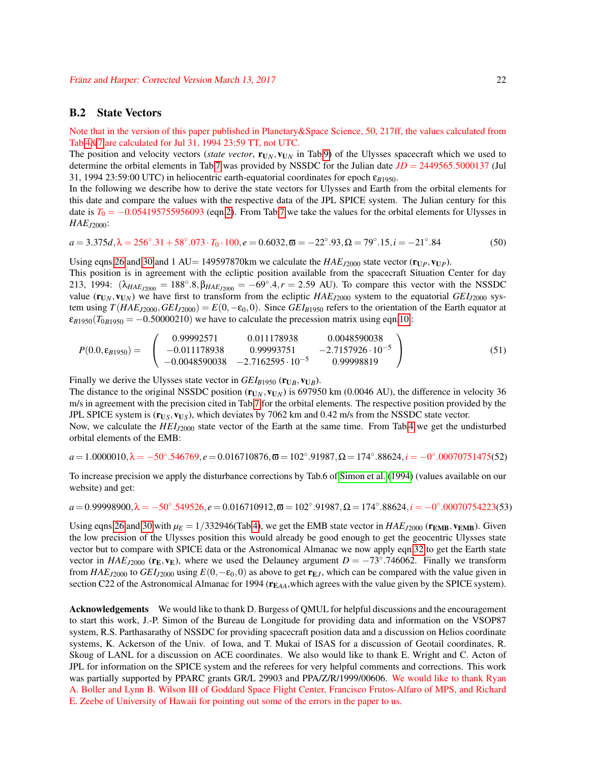## B.2 State Vectors

Note that in the version of this paper published in Planetary&Space Science, 50, 217ff, the values calculated from Tab 4&7 are calculated for Jul 31, 1994 23:59 TT, not UTC.

The position and velocity vectors (*state vector*, $\mathbf{r}_{UN}, \mathbf{v}_{UN}$ in Tab 9) of the Ulysses spacecraft which we used to determine the orbital elements in Tab 7 was provided by NSSDC for the Julian date $JD = 2449565.5000137$ (Jul 31, 1994 23:59:00 UTC) in heliocentric earth-equatorial coordinates for epoch $\varepsilon_{B1950}$.

In the following we describe how to derive the state vectors for Ulysses and Earth from the orbital elements for this date and compare the values with the respective data of the JPL SPICE system. The Julian century for this date is $T_0 = -0.054195755956093$ (eqn 2). From Tab 7 we take the values for the orbital elements for Ulysses in $HAE_{J2000}$:

$$a = 3.375d, \lambda = 256^\circ.31 + 58^\circ.073 \cdot T_0 \cdot 100, e = 0.6032, \varpi = -22^\circ.93, \Omega = 79^\circ.15, i = -21^\circ.84 \tag{50}$$

Using eqns 26 and 30 and 1 AU= 149597870km we calculate the $HAE_{J2000}$ state vector ($\mathbf{r}_{UP}, \mathbf{v}_{UP}$).

This position is in agreement with the ecliptic position available from the spacecraft Situation Center for day 213, 1994: ($\lambda_{HAE_{J2000}} = 188^\circ.8, \beta_{HAE_{J2000}} = -69^\circ.4, r = 2.59$ AU). To compare this vector with the NSSDC value ($\mathbf{r}_{UN}, \mathbf{v}_{UN}$) we have first to transform from the ecliptic $HAE_{J2000}$ system to the equatorial $GEI_{J2000}$ system using $T(HAE_{J2000}, GEI_{J2000}) = E(0, -\varepsilon_0, 0)$. Since $GEI_{B1950}$ refers to the orientation of the Earth equator at $\varepsilon_{B1950}(T_{0B1950} = -0.50000210)$ we have to calculate the precession matrix using eqn 10:

$$P(0.0, \varepsilon_{B1950}) = \begin{pmatrix} 0.99992571 & 0.011178938 & 0.0048590038 \\ -0.011178938 & 0.99993751 & -2.7157926 \cdot 10^{-5} \\ -0.0048590038 & -2.7162595 \cdot 10^{-5} & 0.99998819 \end{pmatrix} \tag{51}$$

Finally we derive the Ulysses state vector in $GEI_{B1950}$ ($\mathbf{r}_{UB}, \mathbf{v}_{UB}$).

The distance to the original NSSDC position ($\mathbf{r}_{UN}, \mathbf{v}_{UN}$) is 697950 km (0.0046 AU), the difference in velocity 36 m/s in agreement with the precision cited in Tab 7 for the orbital elements. The respective position provided by the JPL SPICE system is ($\mathbf{r}_{US}, \mathbf{v}_{US}$), which deviates by 7062 km and 0.42 m/s from the NSSDC state vector.

Now, we calculate the $HEI_{J2000}$ state vector of the Earth at the same time. From Tab 4 we get the undisturbed orbital elements of the EMB:

$$a = 1.0000010, \lambda = -50^\circ.546769, e = 0.016710876, \varpi = 102^\circ.91987, \Omega = 174^\circ.88624, i = -0^\circ.00070751475 \tag{52}$$

To increase precision we apply the disturbance corrections by Tab.6 of Simon et al. (1994) (values available on our website) and get:

$$a = 0.99998900, \lambda = -50^\circ.549526, e = 0.016710912, \varpi = 102^\circ.91987, \Omega = 174^\circ.88624, i = -0^\circ.00070754223 \tag{53}$$

Using eqns 26 and 30 with $\mu_E = 1/332946$(Tab 4), we get the EMB state vector in $HAE_{J2000}$ ($\mathbf{r}_{\mathbf{EMB}}, \mathbf{v}_{\mathbf{EMB}}$). Given the low precision of the Ulysses position this would already be good enough to get the geocentric Ulysses state vector but to compare with SPICE data or the Astronomical Almanac we now apply eqn 32 to get the Earth state vector in $HAE_{J2000}$ ($\mathbf{r}_{\mathbf{E}}, \mathbf{v}_{\mathbf{E}}$), where we used the Delauney argument $D = -73^\circ.746062$. Finally we transform from $HAE_{J2000}$ to $GEI_{J2000}$ using $E(0, -\varepsilon_0, 0)$ as above to get $\mathbf{r}_{EJ}$, which can be compared with the value given in section C22 of the Astronomical Almanac for 1994 ($\mathbf{r}_{\mathbf{E}AA}$,which agrees with the value given by the SPICE system).

**Acknowledgements** We would like to thank D. Burgess of QMUL for helpful discussions and the encouragement to start this work, J.-P. Simon of the Bureau de Longitude for providing data and information on the VSOP87 system, R.S. Parthasarathy of NSSDC for providing spacecraft position data and a discussion on Helios coordinate systems, K. Ackerson of the Univ. of Iowa, and T. Mukai of ISAS for a discussion of Geotail coordinates, R. Skoug of LANL for a discussion on ACE coordinates. We also would like to thank E. Wright and C. Acton of JPL for information on the SPICE system and the referees for very helpful comments and corrections. This work was partially supported by PPARC grants GR/L 29903 and PPA/Z/R/1999/00606. We would like to thank Ryan A. Boller and Lynn B. Wilson III of Goddard Space Flight Center, Francisco Frutos-Alfaro of MPS, and Richard E. Zeebe of University of Hawaii for pointing out some of the errors in the paper to us.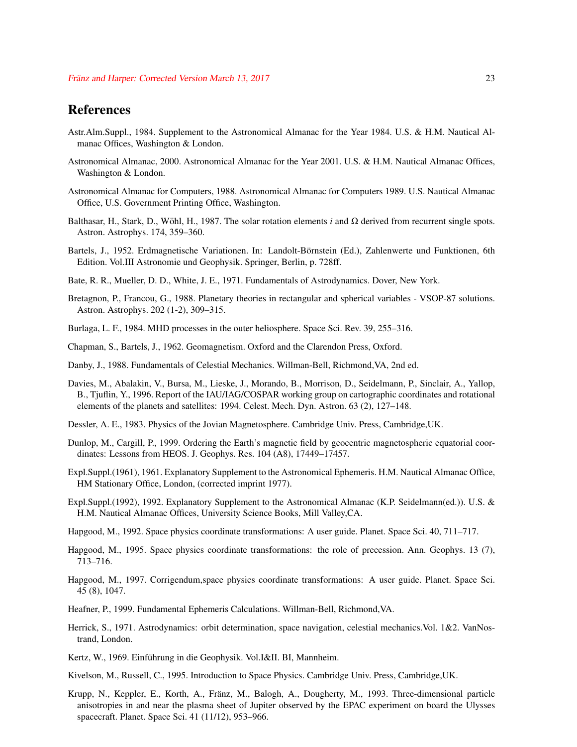# References

Astr.Alm.Suppl., 1984. Supplement to the Astronomical Almanac for the Year 1984. U.S. & H.M. Nautical Almanac Offices, Washington & London.

Astronomical Almanac, 2000. Astronomical Almanac for the Year 2001. U.S. & H.M. Nautical Almanac Offices, Washington & London.

Astronomical Almanac for Computers, 1988. Astronomical Almanac for Computers 1989. U.S. Nautical Almanac Office, U.S. Government Printing Office, Washington.

Balthasar, H., Stark, D., Wöhl, H., 1987. The solar rotation elements $i$ and $\Omega$ derived from recurrent single spots. Astron. Astrophys. 174, 359–360.

Bartels, J., 1952. Erdmagnetische Variationen. In: Landolt-Börnstein (Ed.), Zahlenwerte und Funktionen, 6th Edition. Vol.III Astronomie und Geophysik. Springer, Berlin, p. 728ff.

Bate, R. R., Mueller, D. D., White, J. E., 1971. Fundamentals of Astrodynamics. Dover, New York.

Bretagnon, P., Francou, G., 1988. Planetary theories in rectangular and spherical variables - VSOP-87 solutions. Astron. Astrophys. 202 (1-2), 309–315.

Burlaga, L. F., 1984. MHD processes in the outer heliosphere. Space Sci. Rev. 39, 255–316.

Chapman, S., Bartels, J., 1962. Geomagnetism. Oxford and the Clarendon Press, Oxford.

Danby, J., 1988. Fundamentals of Celestial Mechanics. Willman-Bell, Richmond,VA, 2nd ed.

Davies, M., Abalakin, V., Bursa, M., Lieske, J., Morando, B., Morrison, D., Seidelmann, P., Sinclair, A., Yallop, B., Tjuflin, Y., 1996. Report of the IAU/IAG/COSPAR working group on cartographic coordinates and rotational elements of the planets and satellites: 1994. Celest. Mech. Dyn. Astron. 63 (2), 127–148.

Dessler, A. E., 1983. Physics of the Jovian Magnetosphere. Cambridge Univ. Press, Cambridge,UK.

Dunlop, M., Cargill, P., 1999. Ordering the Earth's magnetic field by geocentric magnetospheric equatorial coordinates: Lessons from HEOS. J. Geophys. Res. 104 (A8), 17449–17457.

Expl.Suppl.(1961), 1961. Explanatory Supplement to the Astronomical Ephemeris. H.M. Nautical Almanac Office, HM Stationary Office, London, (corrected imprint 1977).

Expl.Suppl.(1992), 1992. Explanatory Supplement to the Astronomical Almanac (K.P. Seidelmann(ed.)). U.S. & H.M. Nautical Almanac Offices, University Science Books, Mill Valley,CA.

Hapgood, M., 1992. Space physics coordinate transformations: A user guide. Planet. Space Sci. 40, 711–717.

Hapgood, M., 1995. Space physics coordinate transformations: the role of precession. Ann. Geophys. 13 (7), 713–716.

Hapgood, M., 1997. Corrigendum,space physics coordinate transformations: A user guide. Planet. Space Sci. 45 (8), 1047.

Heafner, P., 1999. Fundamental Ephemeris Calculations. Willman-Bell, Richmond,VA.

Herrick, S., 1971. Astrodynamics: orbit determination, space navigation, celestial mechanics.Vol. 1&2. VanNostrand, London.

Kertz, W., 1969. Einführung in die Geophysik. Vol.I&II. BI, Mannheim.

Kivelson, M., Russell, C., 1995. Introduction to Space Physics. Cambridge Univ. Press, Cambridge,UK.

Krupp, N., Keppler, E., Korth, A., Fränz, M., Balogh, A., Dougherty, M., 1993. Three-dimensional particle anisotropies in and near the plasma sheet of Jupiter observed by the EPAC experiment on board the Ulysses spacecraft. Planet. Space Sci. 41 (11/12), 953–966.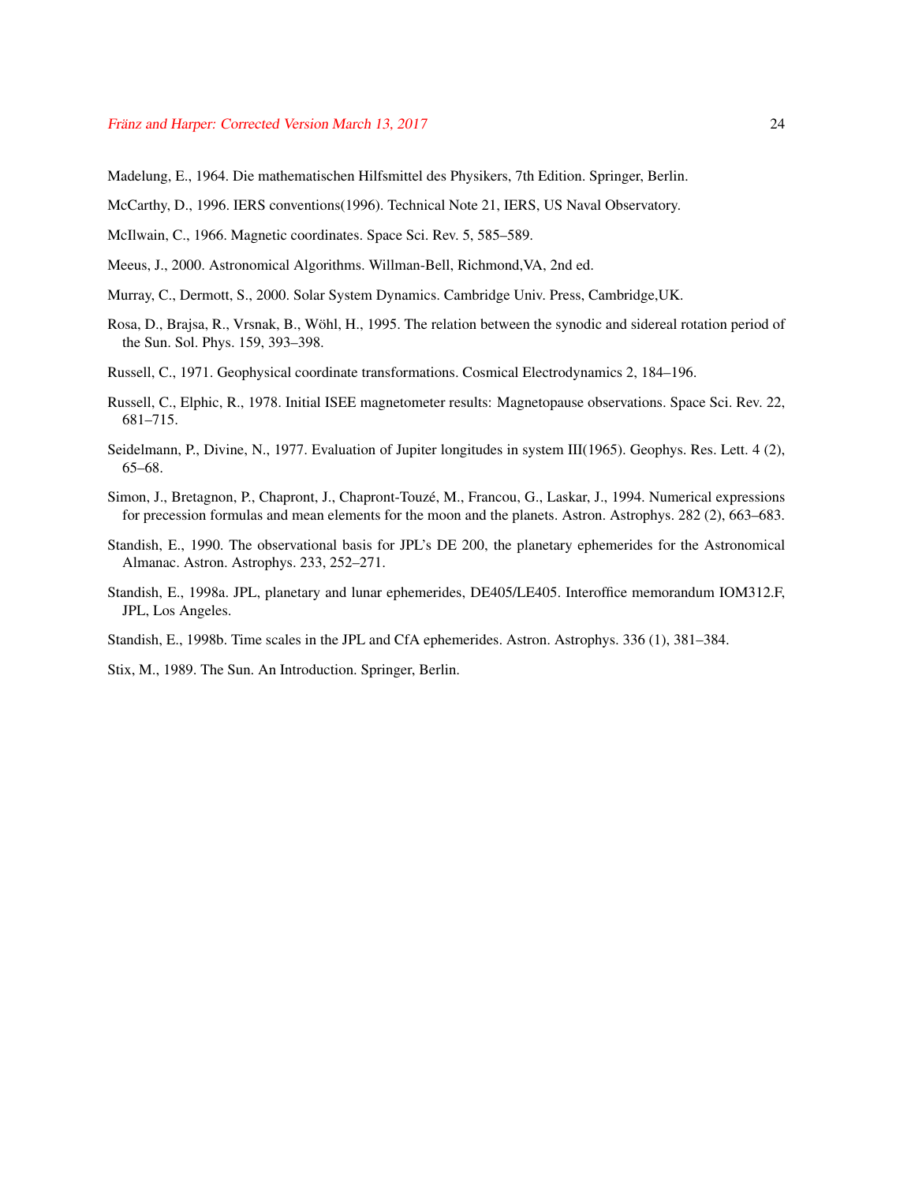Madelung, E., 1964. Die mathematischen Hilfsmittel des Physikers, 7th Edition. Springer, Berlin.

McCarthy, D., 1996. IERS conventions(1996). Technical Note 21, IERS, US Naval Observatory.

McIlwain, C., 1966. Magnetic coordinates. Space Sci. Rev. 5, 585–589.

Meeus, J., 2000. Astronomical Algorithms. Willman-Bell, Richmond,VA, 2nd ed.

Murray, C., Dermott, S., 2000. Solar System Dynamics. Cambridge Univ. Press, Cambridge,UK.

Rosa, D., Brajsa, R., Vrsnak, B., Wöhl, H., 1995. The relation between the synodic and sidereal rotation period of the Sun. Sol. Phys. 159, 393–398.

Russell, C., 1971. Geophysical coordinate transformations. Cosmical Electrodynamics 2, 184–196.

Russell, C., Elphic, R., 1978. Initial ISEE magnetometer results: Magnetopause observations. Space Sci. Rev. 22, 681–715.

Seidelmann, P., Divine, N., 1977. Evaluation of Jupiter longitudes in system III(1965). Geophys. Res. Lett. 4 (2), 65–68.

Simon, J., Bretagnon, P., Chapront, J., Chapront-Touzé, M., Francou, G., Laskar, J., 1994. Numerical expressions for precession formulas and mean elements for the moon and the planets. Astron. Astrophys. 282 (2), 663–683.

Standish, E., 1990. The observational basis for JPL's DE 200, the planetary ephemerides for the Astronomical Almanac. Astron. Astrophys. 233, 252–271.

Standish, E., 1998a. JPL, planetary and lunar ephemerides, DE405/LE405. Interoffice memorandum IOM312.F, JPL, Los Angeles.

Standish, E., 1998b. Time scales in the JPL and CfA ephemerides. Astron. Astrophys. 336 (1), 381–384.

Stix, M., 1989. The Sun. An Introduction. Springer, Berlin.